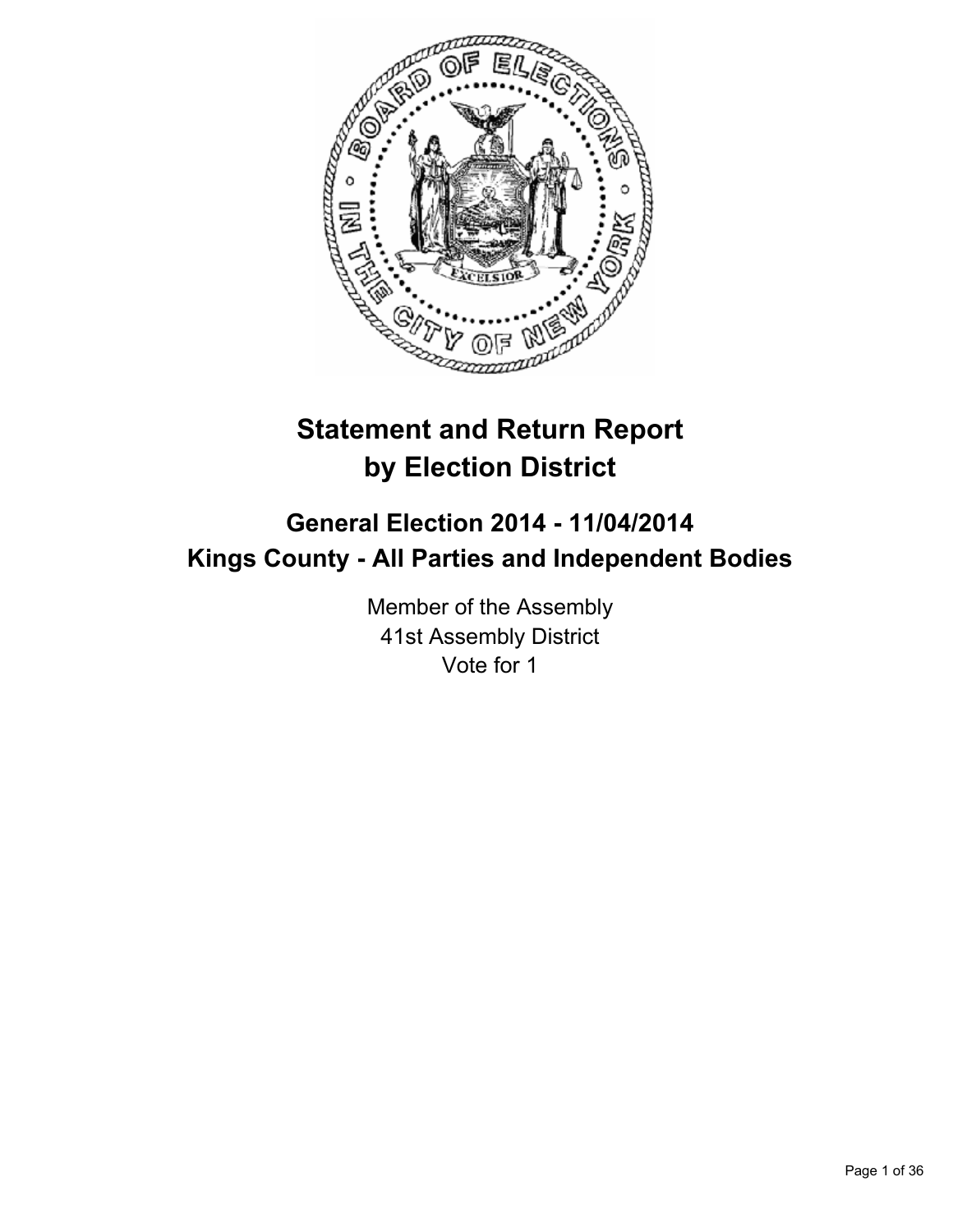# Statement and Return Report by Election District

## General Election 2014 - 11/04/2014
## Kings County - All Parties and Independent Bodies

Member of the Assembly
41st Assembly District
Vote for 1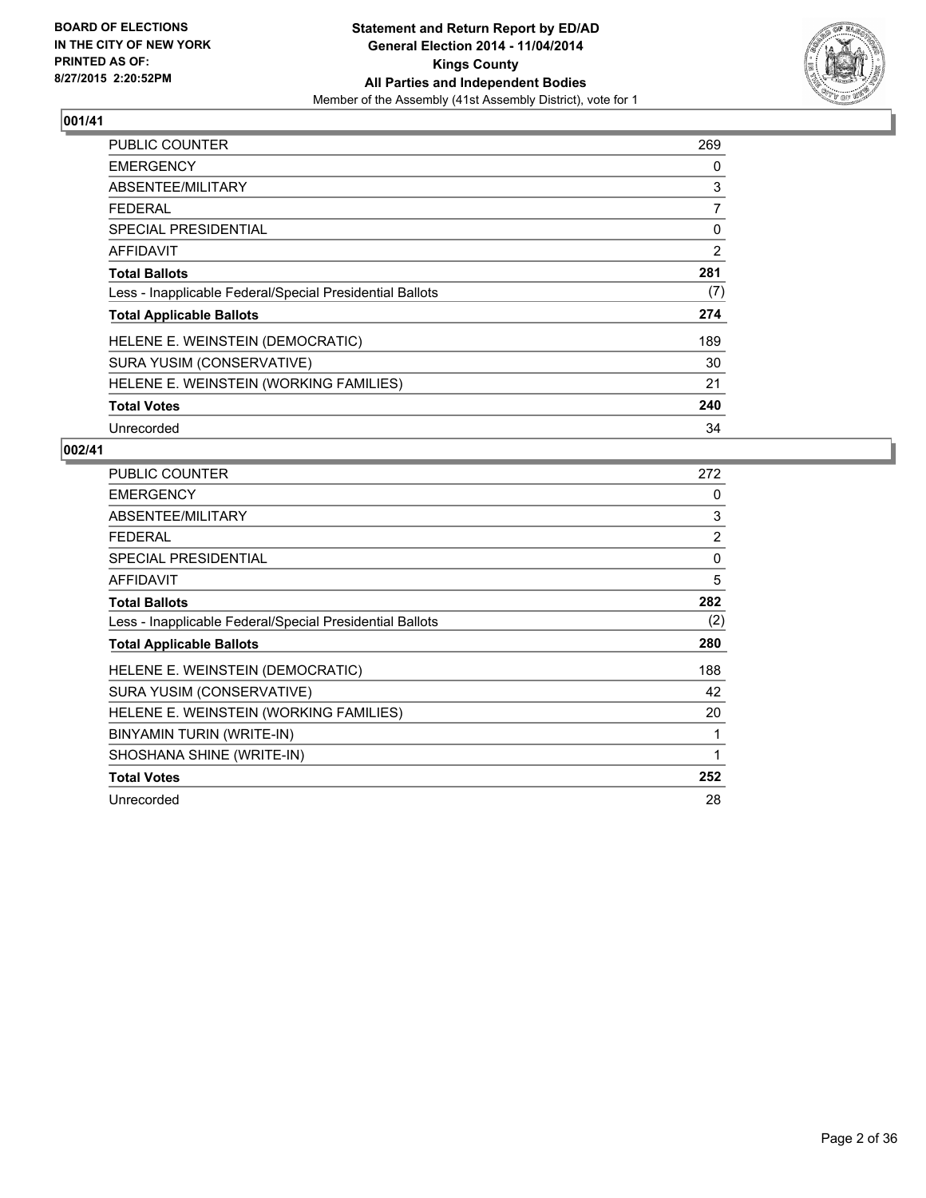BOARD OF ELECTIONS
IN THE CITY OF NEW YORK
PRINTED AS OF:
8/27/2015 2:20:52PM

**Statement and Return Report by ED/AD**
**General Election 2014 - 11/04/2014**
**Kings County**
**All Parties and Independent Bodies**
Member of the Assembly (41st Assembly District), vote for 1

### 001/41

| | |
|---|---|
| PUBLIC COUNTER | 269 |
| EMERGENCY | 0 |
| ABSENTEE/MILITARY | 3 |
| FEDERAL | 7 |
| SPECIAL PRESIDENTIAL | 0 |
| AFFIDAVIT | 2 |
| **Total Ballots** | **281** |
| Less - Inapplicable Federal/Special Presidential Ballots | (7) |
| **Total Applicable Ballots** | **274** |
| HELENE E. WEINSTEIN (DEMOCRATIC) | 189 |
| SURA YUSIM (CONSERVATIVE) | 30 |
| HELENE E. WEINSTEIN (WORKING FAMILIES) | 21 |
| **Total Votes** | **240** |
| Unrecorded | 34 |

### 002/41

| | |
|---|---|
| PUBLIC COUNTER | 272 |
| EMERGENCY | 0 |
| ABSENTEE/MILITARY | 3 |
| FEDERAL | 2 |
| SPECIAL PRESIDENTIAL | 0 |
| AFFIDAVIT | 5 |
| **Total Ballots** | **282** |
| Less - Inapplicable Federal/Special Presidential Ballots | (2) |
| **Total Applicable Ballots** | **280** |
| HELENE E. WEINSTEIN (DEMOCRATIC) | 188 |
| SURA YUSIM (CONSERVATIVE) | 42 |
| HELENE E. WEINSTEIN (WORKING FAMILIES) | 20 |
| BINYAMIN TURIN (WRITE-IN) | 1 |
| SHOSHANA SHINE (WRITE-IN) | 1 |
| **Total Votes** | **252** |
| Unrecorded | 28 |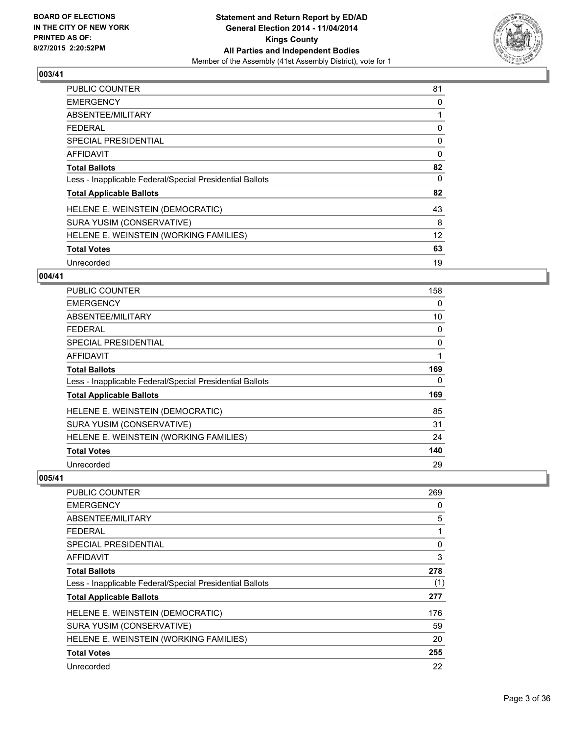**BOARD OF ELECTIONS IN THE CITY OF NEW YORK PRINTED AS OF: 8/27/2015 2:20:52PM**

**Statement and Return Report by ED/AD**
**General Election 2014 - 11/04/2014**
**Kings County**
**All Parties and Independent Bodies**
Member of the Assembly (41st Assembly District), vote for 1

## 003/41

| | |
|---|---|
| PUBLIC COUNTER | 81 |
| EMERGENCY | 0 |
| ABSENTEE/MILITARY | 1 |
| FEDERAL | 0 |
| SPECIAL PRESIDENTIAL | 0 |
| AFFIDAVIT | 0 |
| **Total Ballots** | **82** |
| Less - Inapplicable Federal/Special Presidential Ballots | 0 |
| **Total Applicable Ballots** | **82** |
| HELENE E. WEINSTEIN (DEMOCRATIC) | 43 |
| SURA YUSIM (CONSERVATIVE) | 8 |
| HELENE E. WEINSTEIN (WORKING FAMILIES) | 12 |
| **Total Votes** | **63** |
| Unrecorded | 19 |

## 004/41

| | |
|---|---|
| PUBLIC COUNTER | 158 |
| EMERGENCY | 0 |
| ABSENTEE/MILITARY | 10 |
| FEDERAL | 0 |
| SPECIAL PRESIDENTIAL | 0 |
| AFFIDAVIT | 1 |
| **Total Ballots** | **169** |
| Less - Inapplicable Federal/Special Presidential Ballots | 0 |
| **Total Applicable Ballots** | **169** |
| HELENE E. WEINSTEIN (DEMOCRATIC) | 85 |
| SURA YUSIM (CONSERVATIVE) | 31 |
| HELENE E. WEINSTEIN (WORKING FAMILIES) | 24 |
| **Total Votes** | **140** |
| Unrecorded | 29 |

## 005/41

| | |
|---|---|
| PUBLIC COUNTER | 269 |
| EMERGENCY | 0 |
| ABSENTEE/MILITARY | 5 |
| FEDERAL | 1 |
| SPECIAL PRESIDENTIAL | 0 |
| AFFIDAVIT | 3 |
| **Total Ballots** | **278** |
| Less - Inapplicable Federal/Special Presidential Ballots | (1) |
| **Total Applicable Ballots** | **277** |
| HELENE E. WEINSTEIN (DEMOCRATIC) | 176 |
| SURA YUSIM (CONSERVATIVE) | 59 |
| HELENE E. WEINSTEIN (WORKING FAMILIES) | 20 |
| **Total Votes** | **255** |
| Unrecorded | 22 |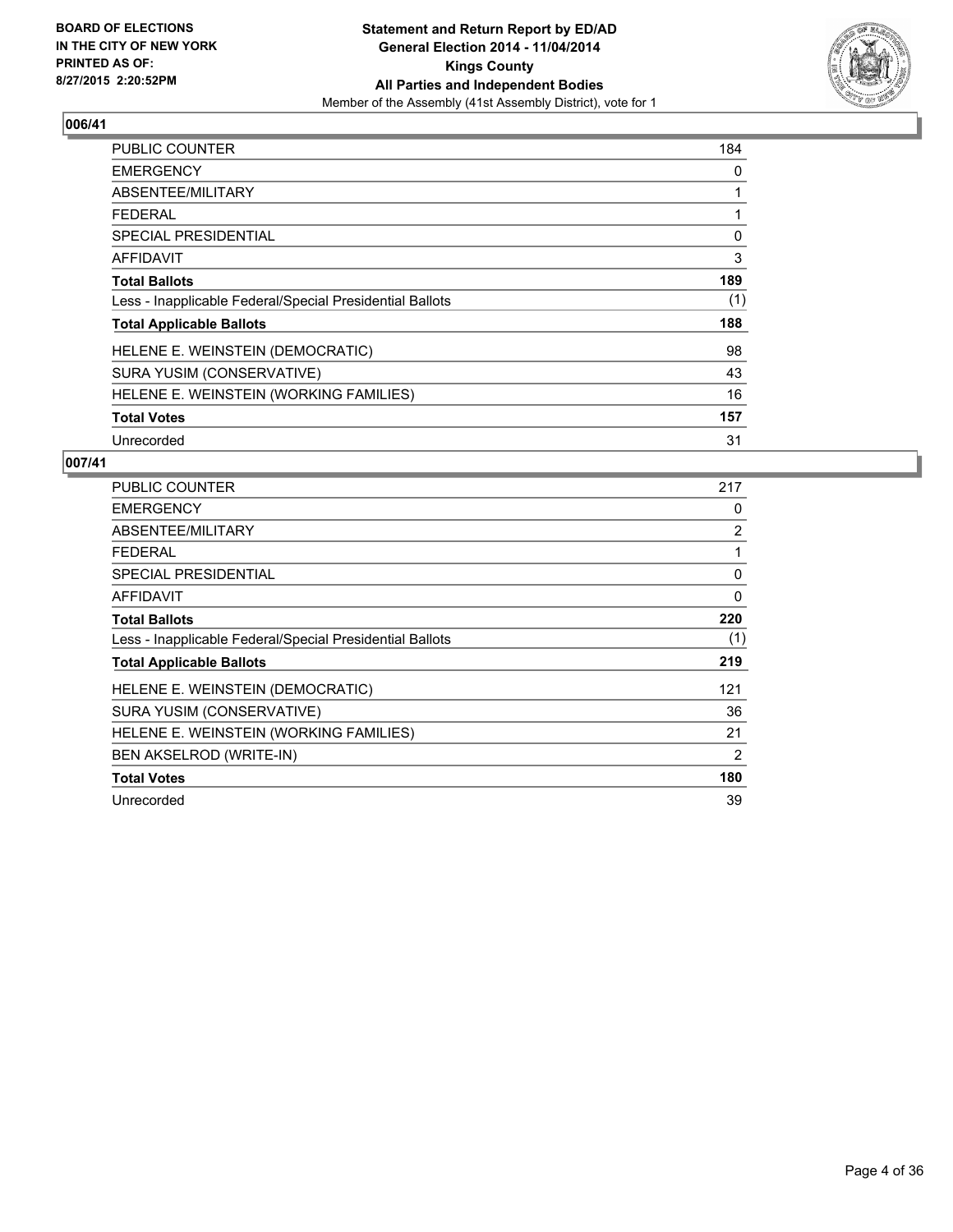**BOARD OF ELECTIONS IN THE CITY OF NEW YORK PRINTED AS OF: 8/27/2015 2:20:52PM**

**Statement and Return Report by ED/AD General Election 2014 - 11/04/2014 Kings County All Parties and Independent Bodies**

Member of the Assembly (41st Assembly District), vote for 1

## 006/41

| | |
|---|---|
| PUBLIC COUNTER | 184 |
| EMERGENCY | 0 |
| ABSENTEE/MILITARY | 1 |
| FEDERAL | 1 |
| SPECIAL PRESIDENTIAL | 0 |
| AFFIDAVIT | 3 |
| **Total Ballots** | **189** |
| Less - Inapplicable Federal/Special Presidential Ballots | (1) |
| **Total Applicable Ballots** | **188** |
| HELENE E. WEINSTEIN (DEMOCRATIC) | 98 |
| SURA YUSIM (CONSERVATIVE) | 43 |
| HELENE E. WEINSTEIN (WORKING FAMILIES) | 16 |
| **Total Votes** | **157** |
| Unrecorded | 31 |

## 007/41

| | |
|---|---|
| PUBLIC COUNTER | 217 |
| EMERGENCY | 0 |
| ABSENTEE/MILITARY | 2 |
| FEDERAL | 1 |
| SPECIAL PRESIDENTIAL | 0 |
| AFFIDAVIT | 0 |
| **Total Ballots** | **220** |
| Less - Inapplicable Federal/Special Presidential Ballots | (1) |
| **Total Applicable Ballots** | **219** |
| HELENE E. WEINSTEIN (DEMOCRATIC) | 121 |
| SURA YUSIM (CONSERVATIVE) | 36 |
| HELENE E. WEINSTEIN (WORKING FAMILIES) | 21 |
| BEN AKSELROD (WRITE-IN) | 2 |
| **Total Votes** | **180** |
| Unrecorded | 39 |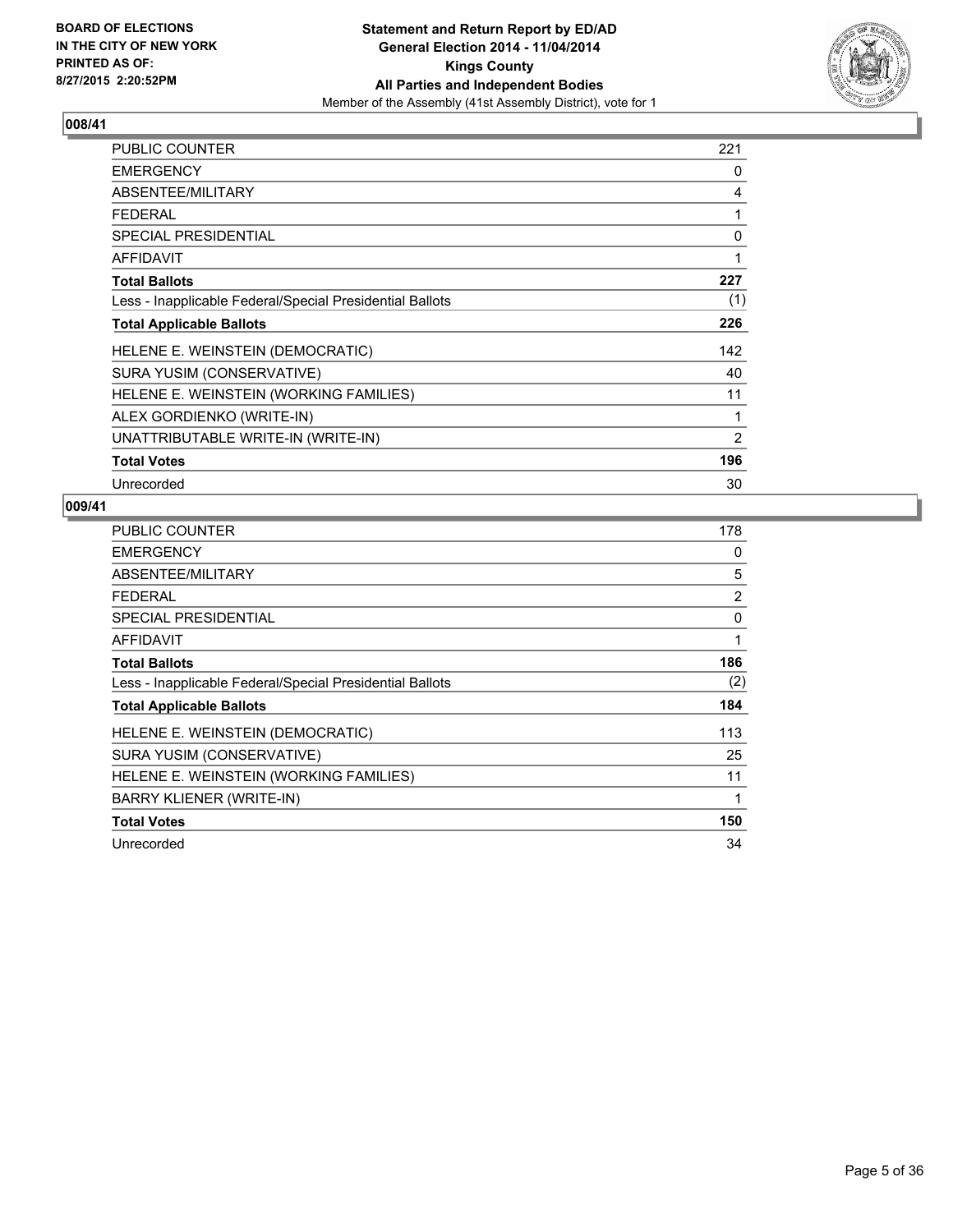**BOARD OF ELECTIONS IN THE CITY OF NEW YORK PRINTED AS OF: 8/27/2015 2:20:52PM**

**Statement and Return Report by ED/AD General Election 2014 - 11/04/2014 Kings County All Parties and Independent Bodies**
Member of the Assembly (41st Assembly District), vote for 1

## 008/41

| | |
|---|---|
| PUBLIC COUNTER | 221 |
| EMERGENCY | 0 |
| ABSENTEE/MILITARY | 4 |
| FEDERAL | 1 |
| SPECIAL PRESIDENTIAL | 0 |
| AFFIDAVIT | 1 |
| **Total Ballots** | **227** |
| Less - Inapplicable Federal/Special Presidential Ballots | (1) |
| **Total Applicable Ballots** | **226** |
| HELENE E. WEINSTEIN (DEMOCRATIC) | 142 |
| SURA YUSIM (CONSERVATIVE) | 40 |
| HELENE E. WEINSTEIN (WORKING FAMILIES) | 11 |
| ALEX GORDIENKO (WRITE-IN) | 1 |
| UNATTRIBUTABLE WRITE-IN (WRITE-IN) | 2 |
| **Total Votes** | **196** |
| Unrecorded | 30 |

## 009/41

| | |
|---|---|
| PUBLIC COUNTER | 178 |
| EMERGENCY | 0 |
| ABSENTEE/MILITARY | 5 |
| FEDERAL | 2 |
| SPECIAL PRESIDENTIAL | 0 |
| AFFIDAVIT | 1 |
| **Total Ballots** | **186** |
| Less - Inapplicable Federal/Special Presidential Ballots | (2) |
| **Total Applicable Ballots** | **184** |
| HELENE E. WEINSTEIN (DEMOCRATIC) | 113 |
| SURA YUSIM (CONSERVATIVE) | 25 |
| HELENE E. WEINSTEIN (WORKING FAMILIES) | 11 |
| BARRY KLIENER (WRITE-IN) | 1 |
| **Total Votes** | **150** |
| Unrecorded | 34 |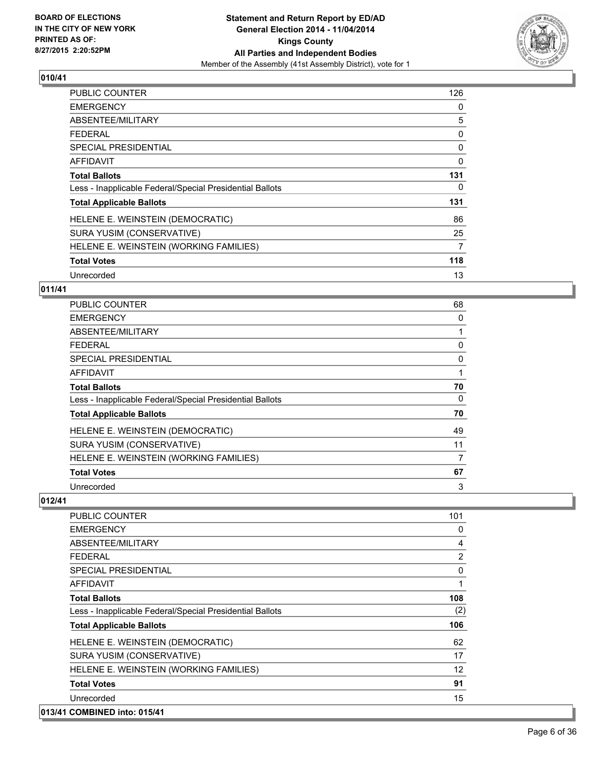## 010/41

| | |
|---|---|
| PUBLIC COUNTER | 126 |
| EMERGENCY | 0 |
| ABSENTEE/MILITARY | 5 |
| FEDERAL | 0 |
| SPECIAL PRESIDENTIAL | 0 |
| AFFIDAVIT | 0 |
| **Total Ballots** | **131** |
| Less - Inapplicable Federal/Special Presidential Ballots | 0 |
| **Total Applicable Ballots** | **131** |
| HELENE E. WEINSTEIN (DEMOCRATIC) | 86 |
| SURA YUSIM (CONSERVATIVE) | 25 |
| HELENE E. WEINSTEIN (WORKING FAMILIES) | 7 |
| **Total Votes** | **118** |
| Unrecorded | 13 |

## 011/41

| | |
|---|---|
| PUBLIC COUNTER | 68 |
| EMERGENCY | 0 |
| ABSENTEE/MILITARY | 1 |
| FEDERAL | 0 |
| SPECIAL PRESIDENTIAL | 0 |
| AFFIDAVIT | 1 |
| **Total Ballots** | **70** |
| Less - Inapplicable Federal/Special Presidential Ballots | 0 |
| **Total Applicable Ballots** | **70** |
| HELENE E. WEINSTEIN (DEMOCRATIC) | 49 |
| SURA YUSIM (CONSERVATIVE) | 11 |
| HELENE E. WEINSTEIN (WORKING FAMILIES) | 7 |
| **Total Votes** | **67** |
| Unrecorded | 3 |

## 012/41

| | |
|---|---|
| PUBLIC COUNTER | 101 |
| EMERGENCY | 0 |
| ABSENTEE/MILITARY | 4 |
| FEDERAL | 2 |
| SPECIAL PRESIDENTIAL | 0 |
| AFFIDAVIT | 1 |
| **Total Ballots** | **108** |
| Less - Inapplicable Federal/Special Presidential Ballots | (2) |
| **Total Applicable Ballots** | **106** |
| HELENE E. WEINSTEIN (DEMOCRATIC) | 62 |
| SURA YUSIM (CONSERVATIVE) | 17 |
| HELENE E. WEINSTEIN (WORKING FAMILIES) | 12 |
| **Total Votes** | **91** |
| Unrecorded | 15 |

## 013/41 COMBINED into: 015/41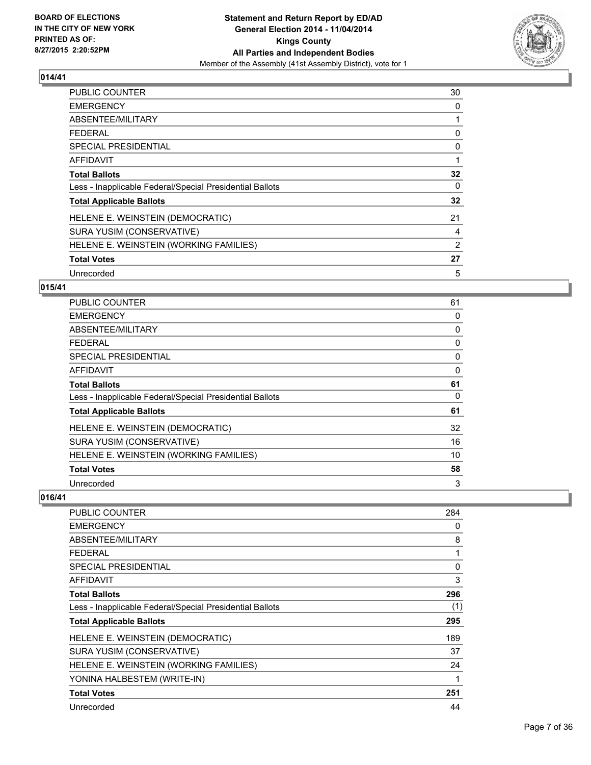## 014/41

| | |
|---|---|
| PUBLIC COUNTER | 30 |
| EMERGENCY | 0 |
| ABSENTEE/MILITARY | 1 |
| FEDERAL | 0 |
| SPECIAL PRESIDENTIAL | 0 |
| AFFIDAVIT | 1 |
| **Total Ballots** | **32** |
| Less - Inapplicable Federal/Special Presidential Ballots | 0 |
| **Total Applicable Ballots** | **32** |
| HELENE E. WEINSTEIN (DEMOCRATIC) | 21 |
| SURA YUSIM (CONSERVATIVE) | 4 |
| HELENE E. WEINSTEIN (WORKING FAMILIES) | 2 |
| **Total Votes** | **27** |
| Unrecorded | 5 |

## 015/41

| | |
|---|---|
| PUBLIC COUNTER | 61 |
| EMERGENCY | 0 |
| ABSENTEE/MILITARY | 0 |
| FEDERAL | 0 |
| SPECIAL PRESIDENTIAL | 0 |
| AFFIDAVIT | 0 |
| **Total Ballots** | **61** |
| Less - Inapplicable Federal/Special Presidential Ballots | 0 |
| **Total Applicable Ballots** | **61** |
| HELENE E. WEINSTEIN (DEMOCRATIC) | 32 |
| SURA YUSIM (CONSERVATIVE) | 16 |
| HELENE E. WEINSTEIN (WORKING FAMILIES) | 10 |
| **Total Votes** | **58** |
| Unrecorded | 3 |

## 016/41

| | |
|---|---|
| PUBLIC COUNTER | 284 |
| EMERGENCY | 0 |
| ABSENTEE/MILITARY | 8 |
| FEDERAL | 1 |
| SPECIAL PRESIDENTIAL | 0 |
| AFFIDAVIT | 3 |
| **Total Ballots** | **296** |
| Less - Inapplicable Federal/Special Presidential Ballots | (1) |
| **Total Applicable Ballots** | **295** |
| HELENE E. WEINSTEIN (DEMOCRATIC) | 189 |
| SURA YUSIM (CONSERVATIVE) | 37 |
| HELENE E. WEINSTEIN (WORKING FAMILIES) | 24 |
| YONINA HALBESTEM (WRITE-IN) | 1 |
| **Total Votes** | **251** |
| Unrecorded | 44 |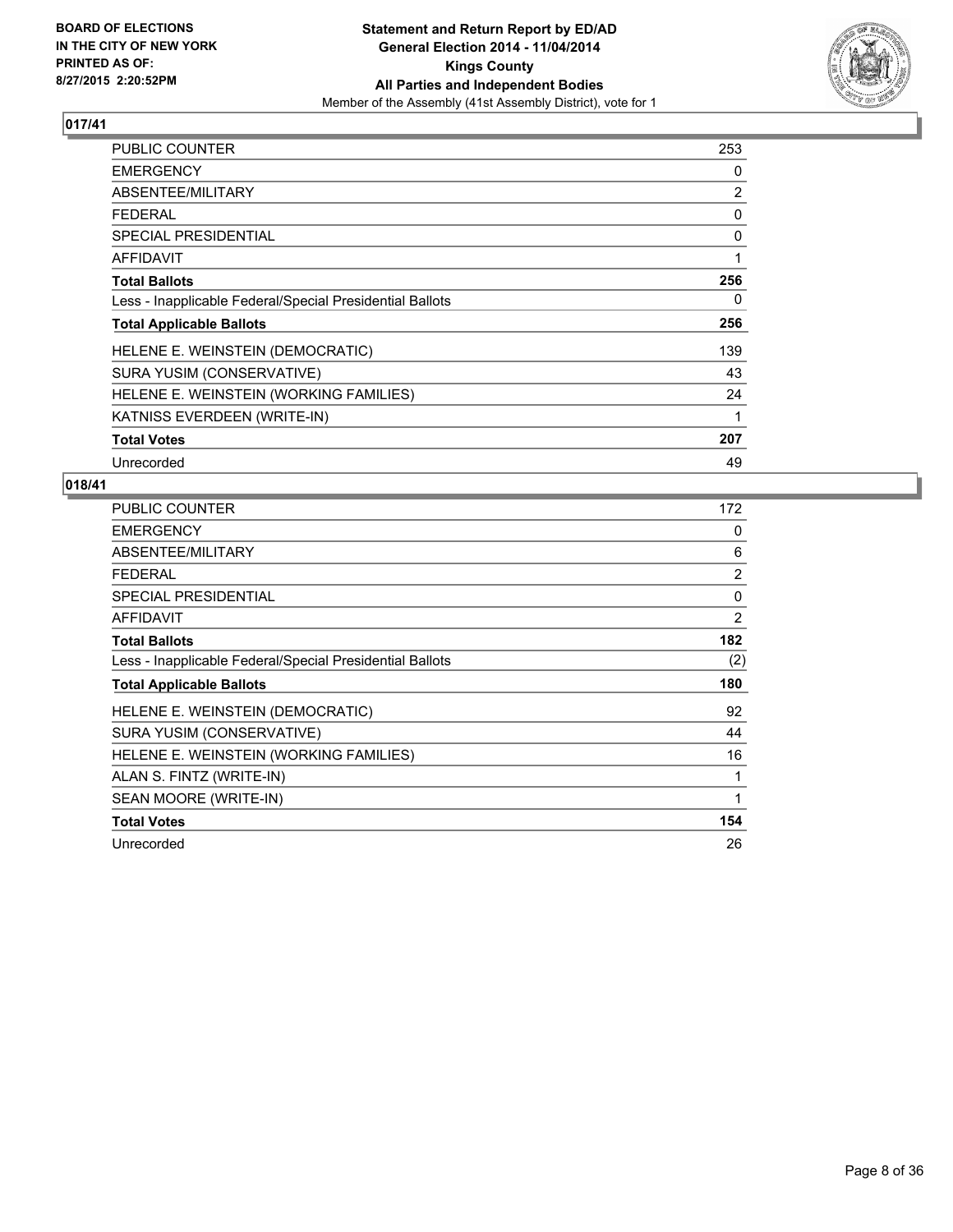**BOARD OF ELECTIONS IN THE CITY OF NEW YORK PRINTED AS OF: 8/27/2015 2:20:52PM**

**Statement and Return Report by ED/AD General Election 2014 - 11/04/2014 Kings County All Parties and Independent Bodies**
Member of the Assembly (41st Assembly District), vote for 1

## 017/41

| | |
|---|---|
| PUBLIC COUNTER | 253 |
| EMERGENCY | 0 |
| ABSENTEE/MILITARY | 2 |
| FEDERAL | 0 |
| SPECIAL PRESIDENTIAL | 0 |
| AFFIDAVIT | 1 |
| **Total Ballots** | **256** |
| Less - Inapplicable Federal/Special Presidential Ballots | 0 |
| **Total Applicable Ballots** | **256** |
| HELENE E. WEINSTEIN (DEMOCRATIC) | 139 |
| SURA YUSIM (CONSERVATIVE) | 43 |
| HELENE E. WEINSTEIN (WORKING FAMILIES) | 24 |
| KATNISS EVERDEEN (WRITE-IN) | 1 |
| **Total Votes** | **207** |
| Unrecorded | 49 |

## 018/41

| | |
|---|---|
| PUBLIC COUNTER | 172 |
| EMERGENCY | 0 |
| ABSENTEE/MILITARY | 6 |
| FEDERAL | 2 |
| SPECIAL PRESIDENTIAL | 0 |
| AFFIDAVIT | 2 |
| **Total Ballots** | **182** |
| Less - Inapplicable Federal/Special Presidential Ballots | (2) |
| **Total Applicable Ballots** | **180** |
| HELENE E. WEINSTEIN (DEMOCRATIC) | 92 |
| SURA YUSIM (CONSERVATIVE) | 44 |
| HELENE E. WEINSTEIN (WORKING FAMILIES) | 16 |
| ALAN S. FINTZ (WRITE-IN) | 1 |
| SEAN MOORE (WRITE-IN) | 1 |
| **Total Votes** | **154** |
| Unrecorded | 26 |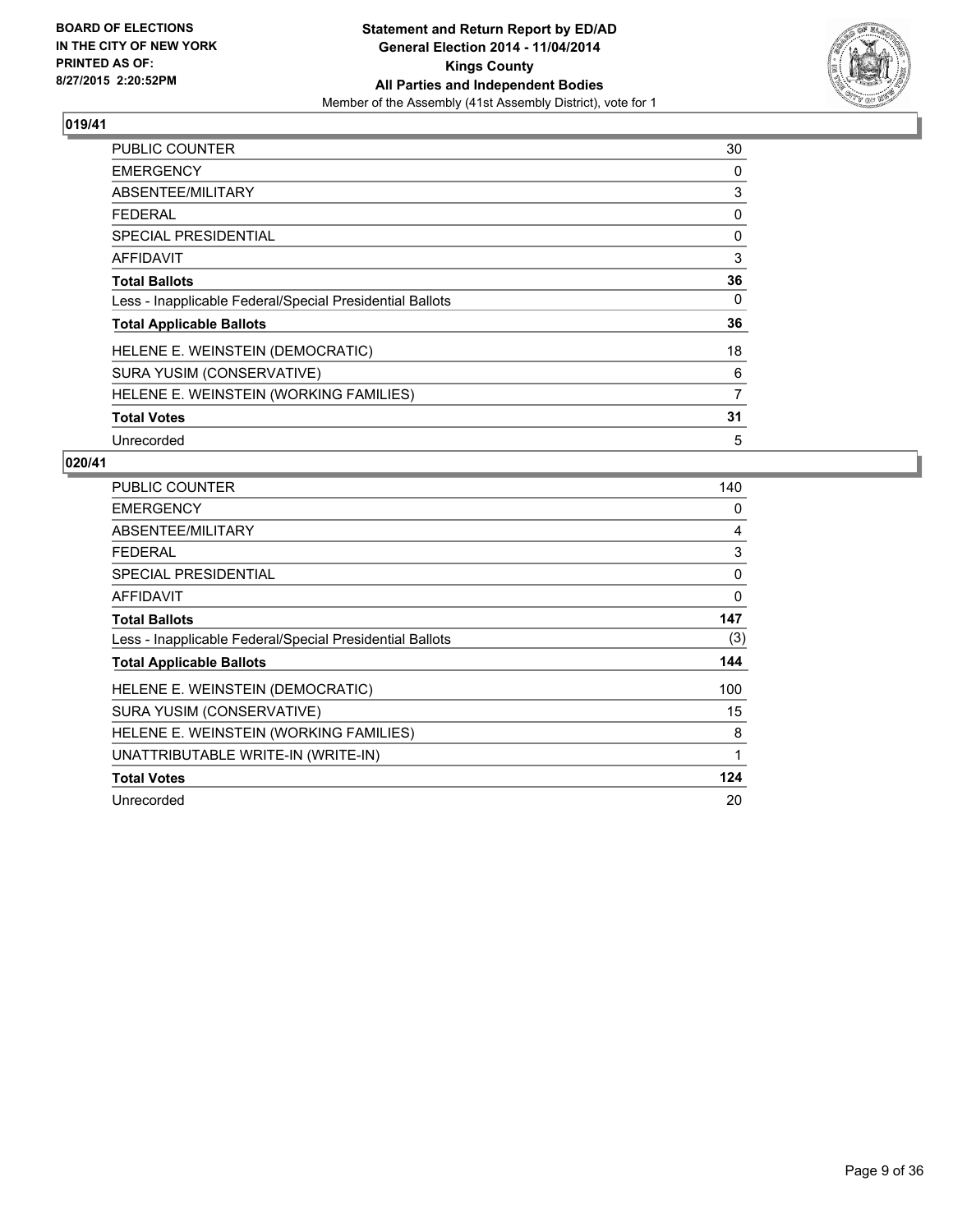**BOARD OF ELECTIONS IN THE CITY OF NEW YORK PRINTED AS OF: 8/27/2015 2:20:52PM**

**Statement and Return Report by ED/AD**
**General Election 2014 - 11/04/2014**
**Kings County**
**All Parties and Independent Bodies**
Member of the Assembly (41st Assembly District), vote for 1

## 019/41

| | |
|---|---|
| PUBLIC COUNTER | 30 |
| EMERGENCY | 0 |
| ABSENTEE/MILITARY | 3 |
| FEDERAL | 0 |
| SPECIAL PRESIDENTIAL | 0 |
| AFFIDAVIT | 3 |
| **Total Ballots** | **36** |
| Less - Inapplicable Federal/Special Presidential Ballots | 0 |
| **Total Applicable Ballots** | **36** |
| HELENE E. WEINSTEIN (DEMOCRATIC) | 18 |
| SURA YUSIM (CONSERVATIVE) | 6 |
| HELENE E. WEINSTEIN (WORKING FAMILIES) | 7 |
| **Total Votes** | **31** |
| Unrecorded | 5 |

## 020/41

| | |
|---|---|
| PUBLIC COUNTER | 140 |
| EMERGENCY | 0 |
| ABSENTEE/MILITARY | 4 |
| FEDERAL | 3 |
| SPECIAL PRESIDENTIAL | 0 |
| AFFIDAVIT | 0 |
| **Total Ballots** | **147** |
| Less - Inapplicable Federal/Special Presidential Ballots | (3) |
| **Total Applicable Ballots** | **144** |
| HELENE E. WEINSTEIN (DEMOCRATIC) | 100 |
| SURA YUSIM (CONSERVATIVE) | 15 |
| HELENE E. WEINSTEIN (WORKING FAMILIES) | 8 |
| UNATTRIBUTABLE WRITE-IN (WRITE-IN) | 1 |
| **Total Votes** | **124** |
| Unrecorded | 20 |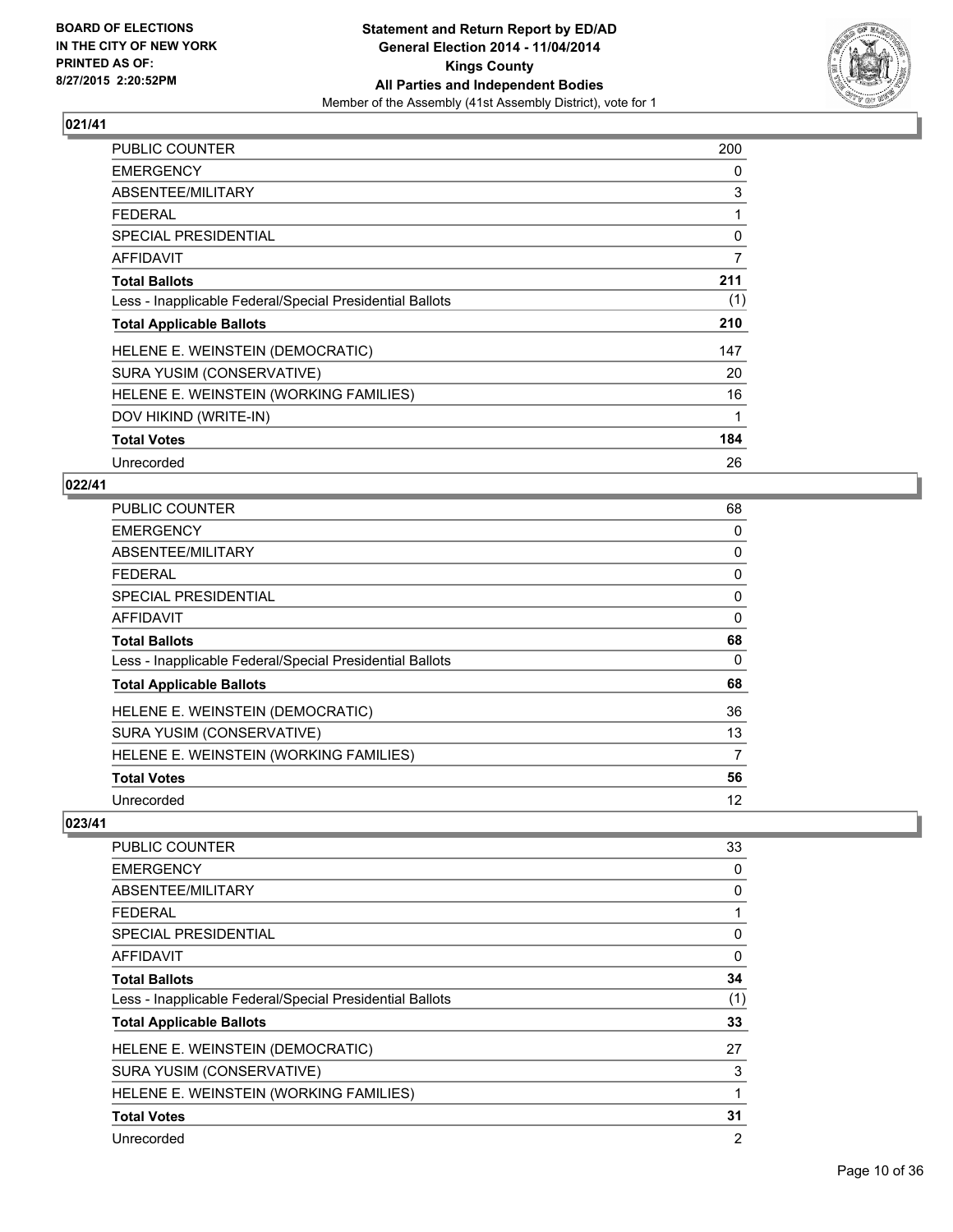## 021/41

| | |
|---|---|
| PUBLIC COUNTER | 200 |
| EMERGENCY | 0 |
| ABSENTEE/MILITARY | 3 |
| FEDERAL | 1 |
| SPECIAL PRESIDENTIAL | 0 |
| AFFIDAVIT | 7 |
| **Total Ballots** | **211** |
| Less - Inapplicable Federal/Special Presidential Ballots | (1) |
| **Total Applicable Ballots** | **210** |
| HELENE E. WEINSTEIN (DEMOCRATIC) | 147 |
| SURA YUSIM (CONSERVATIVE) | 20 |
| HELENE E. WEINSTEIN (WORKING FAMILIES) | 16 |
| DOV HIKIND (WRITE-IN) | 1 |
| **Total Votes** | **184** |
| Unrecorded | 26 |

## 022/41

| | |
|---|---|
| PUBLIC COUNTER | 68 |
| EMERGENCY | 0 |
| ABSENTEE/MILITARY | 0 |
| FEDERAL | 0 |
| SPECIAL PRESIDENTIAL | 0 |
| AFFIDAVIT | 0 |
| **Total Ballots** | **68** |
| Less - Inapplicable Federal/Special Presidential Ballots | 0 |
| **Total Applicable Ballots** | **68** |
| HELENE E. WEINSTEIN (DEMOCRATIC) | 36 |
| SURA YUSIM (CONSERVATIVE) | 13 |
| HELENE E. WEINSTEIN (WORKING FAMILIES) | 7 |
| **Total Votes** | **56** |
| Unrecorded | 12 |

## 023/41

| | |
|---|---|
| PUBLIC COUNTER | 33 |
| EMERGENCY | 0 |
| ABSENTEE/MILITARY | 0 |
| FEDERAL | 1 |
| SPECIAL PRESIDENTIAL | 0 |
| AFFIDAVIT | 0 |
| **Total Ballots** | **34** |
| Less - Inapplicable Federal/Special Presidential Ballots | (1) |
| **Total Applicable Ballots** | **33** |
| HELENE E. WEINSTEIN (DEMOCRATIC) | 27 |
| SURA YUSIM (CONSERVATIVE) | 3 |
| HELENE E. WEINSTEIN (WORKING FAMILIES) | 1 |
| **Total Votes** | **31** |
| Unrecorded | 2 |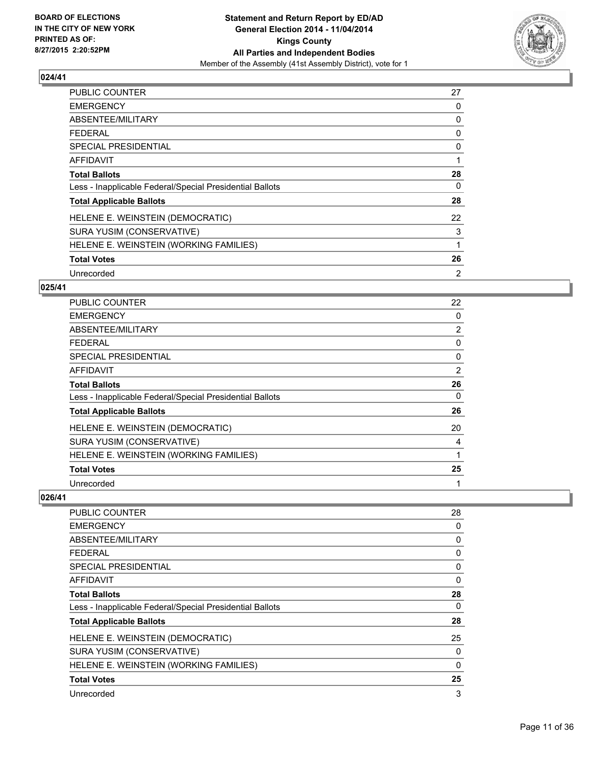## 024/41

| | |
|---|---|
| PUBLIC COUNTER | 27 |
| EMERGENCY | 0 |
| ABSENTEE/MILITARY | 0 |
| FEDERAL | 0 |
| SPECIAL PRESIDENTIAL | 0 |
| AFFIDAVIT | 1 |
| **Total Ballots** | **28** |
| Less - Inapplicable Federal/Special Presidential Ballots | 0 |
| **Total Applicable Ballots** | **28** |
| HELENE E. WEINSTEIN (DEMOCRATIC) | 22 |
| SURA YUSIM (CONSERVATIVE) | 3 |
| HELENE E. WEINSTEIN (WORKING FAMILIES) | 1 |
| **Total Votes** | **26** |
| Unrecorded | 2 |

## 025/41

| | |
|---|---|
| PUBLIC COUNTER | 22 |
| EMERGENCY | 0 |
| ABSENTEE/MILITARY | 2 |
| FEDERAL | 0 |
| SPECIAL PRESIDENTIAL | 0 |
| AFFIDAVIT | 2 |
| **Total Ballots** | **26** |
| Less - Inapplicable Federal/Special Presidential Ballots | 0 |
| **Total Applicable Ballots** | **26** |
| HELENE E. WEINSTEIN (DEMOCRATIC) | 20 |
| SURA YUSIM (CONSERVATIVE) | 4 |
| HELENE E. WEINSTEIN (WORKING FAMILIES) | 1 |
| **Total Votes** | **25** |
| Unrecorded | 1 |

## 026/41

| | |
|---|---|
| PUBLIC COUNTER | 28 |
| EMERGENCY | 0 |
| ABSENTEE/MILITARY | 0 |
| FEDERAL | 0 |
| SPECIAL PRESIDENTIAL | 0 |
| AFFIDAVIT | 0 |
| **Total Ballots** | **28** |
| Less - Inapplicable Federal/Special Presidential Ballots | 0 |
| **Total Applicable Ballots** | **28** |
| HELENE E. WEINSTEIN (DEMOCRATIC) | 25 |
| SURA YUSIM (CONSERVATIVE) | 0 |
| HELENE E. WEINSTEIN (WORKING FAMILIES) | 0 |
| **Total Votes** | **25** |
| Unrecorded | 3 |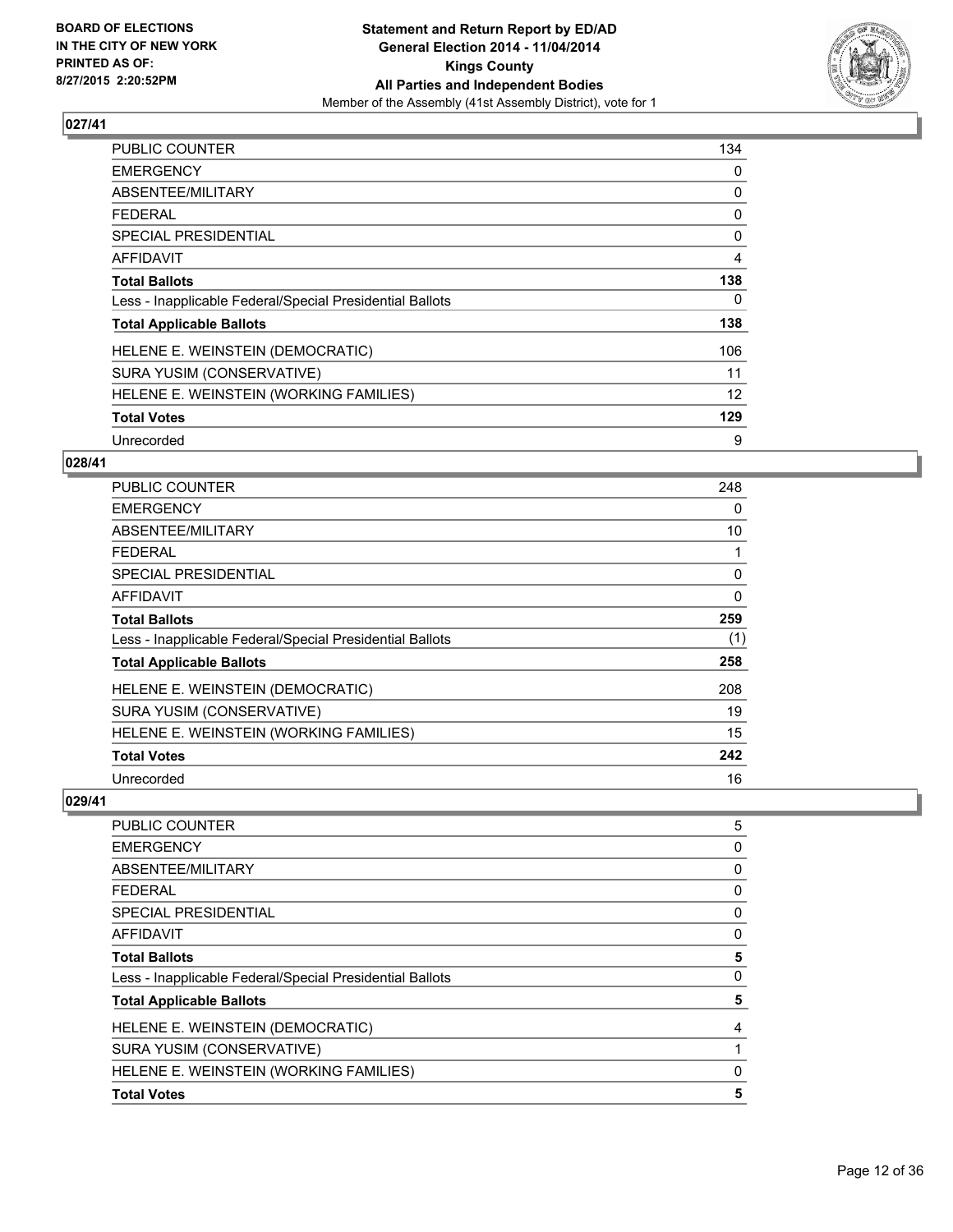### 027/41

| | |
|---|---|
| PUBLIC COUNTER | 134 |
| EMERGENCY | 0 |
| ABSENTEE/MILITARY | 0 |
| FEDERAL | 0 |
| SPECIAL PRESIDENTIAL | 0 |
| AFFIDAVIT | 4 |
| **Total Ballots** | **138** |
| Less - Inapplicable Federal/Special Presidential Ballots | 0 |
| **Total Applicable Ballots** | **138** |
| HELENE E. WEINSTEIN (DEMOCRATIC) | 106 |
| SURA YUSIM (CONSERVATIVE) | 11 |
| HELENE E. WEINSTEIN (WORKING FAMILIES) | 12 |
| **Total Votes** | **129** |
| Unrecorded | 9 |

### 028/41

| | |
|---|---|
| PUBLIC COUNTER | 248 |
| EMERGENCY | 0 |
| ABSENTEE/MILITARY | 10 |
| FEDERAL | 1 |
| SPECIAL PRESIDENTIAL | 0 |
| AFFIDAVIT | 0 |
| **Total Ballots** | **259** |
| Less - Inapplicable Federal/Special Presidential Ballots | (1) |
| **Total Applicable Ballots** | **258** |
| HELENE E. WEINSTEIN (DEMOCRATIC) | 208 |
| SURA YUSIM (CONSERVATIVE) | 19 |
| HELENE E. WEINSTEIN (WORKING FAMILIES) | 15 |
| **Total Votes** | **242** |
| Unrecorded | 16 |

### 029/41

| | |
|---|---|
| PUBLIC COUNTER | 5 |
| EMERGENCY | 0 |
| ABSENTEE/MILITARY | 0 |
| FEDERAL | 0 |
| SPECIAL PRESIDENTIAL | 0 |
| AFFIDAVIT | 0 |
| **Total Ballots** | **5** |
| Less - Inapplicable Federal/Special Presidential Ballots | 0 |
| **Total Applicable Ballots** | **5** |
| HELENE E. WEINSTEIN (DEMOCRATIC) | 4 |
| SURA YUSIM (CONSERVATIVE) | 1 |
| HELENE E. WEINSTEIN (WORKING FAMILIES) | 0 |
| **Total Votes** | **5** |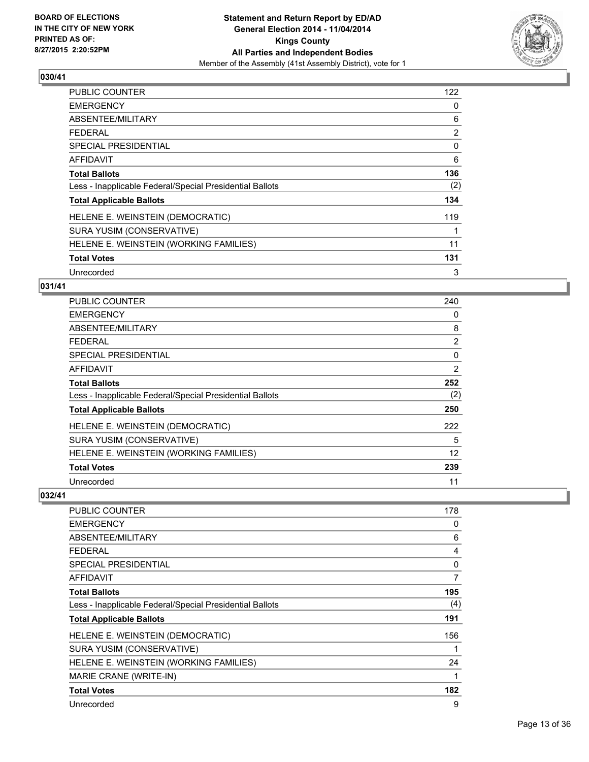## 030/41

| | |
|---|---|
| PUBLIC COUNTER | 122 |
| EMERGENCY | 0 |
| ABSENTEE/MILITARY | 6 |
| FEDERAL | 2 |
| SPECIAL PRESIDENTIAL | 0 |
| AFFIDAVIT | 6 |
| **Total Ballots** | **136** |
| Less - Inapplicable Federal/Special Presidential Ballots | (2) |
| **Total Applicable Ballots** | **134** |
| HELENE E. WEINSTEIN (DEMOCRATIC) | 119 |
| SURA YUSIM (CONSERVATIVE) | 1 |
| HELENE E. WEINSTEIN (WORKING FAMILIES) | 11 |
| **Total Votes** | **131** |
| Unrecorded | 3 |

## 031/41

| | |
|---|---|
| PUBLIC COUNTER | 240 |
| EMERGENCY | 0 |
| ABSENTEE/MILITARY | 8 |
| FEDERAL | 2 |
| SPECIAL PRESIDENTIAL | 0 |
| AFFIDAVIT | 2 |
| **Total Ballots** | **252** |
| Less - Inapplicable Federal/Special Presidential Ballots | (2) |
| **Total Applicable Ballots** | **250** |
| HELENE E. WEINSTEIN (DEMOCRATIC) | 222 |
| SURA YUSIM (CONSERVATIVE) | 5 |
| HELENE E. WEINSTEIN (WORKING FAMILIES) | 12 |
| **Total Votes** | **239** |
| Unrecorded | 11 |

## 032/41

| | |
|---|---|
| PUBLIC COUNTER | 178 |
| EMERGENCY | 0 |
| ABSENTEE/MILITARY | 6 |
| FEDERAL | 4 |
| SPECIAL PRESIDENTIAL | 0 |
| AFFIDAVIT | 7 |
| **Total Ballots** | **195** |
| Less - Inapplicable Federal/Special Presidential Ballots | (4) |
| **Total Applicable Ballots** | **191** |
| HELENE E. WEINSTEIN (DEMOCRATIC) | 156 |
| SURA YUSIM (CONSERVATIVE) | 1 |
| HELENE E. WEINSTEIN (WORKING FAMILIES) | 24 |
| MARIE CRANE (WRITE-IN) | 1 |
| **Total Votes** | **182** |
| Unrecorded | 9 |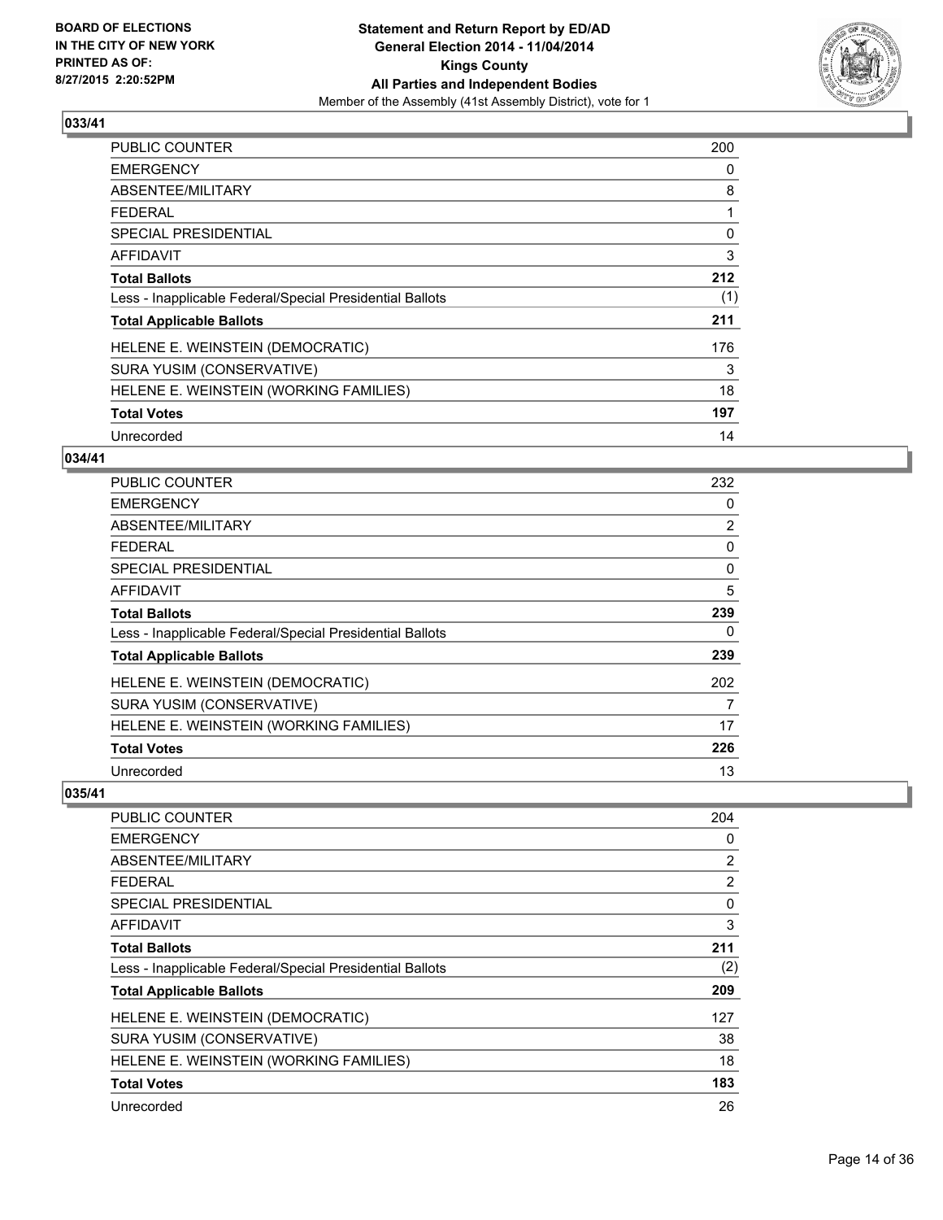**Statement and Return Report by ED/AD**
**General Election 2014 - 11/04/2014**
**Kings County**
**All Parties and Independent Bodies**
Member of the Assembly (41st Assembly District), vote for 1

BOARD OF ELECTIONS
IN THE CITY OF NEW YORK
PRINTED AS OF:
8/27/2015 2:20:52PM

## 033/41

| | |
|---|---|
| PUBLIC COUNTER | 200 |
| EMERGENCY | 0 |
| ABSENTEE/MILITARY | 8 |
| FEDERAL | 1 |
| SPECIAL PRESIDENTIAL | 0 |
| AFFIDAVIT | 3 |
| **Total Ballots** | **212** |
| Less - Inapplicable Federal/Special Presidential Ballots | (1) |
| **Total Applicable Ballots** | **211** |
| HELENE E. WEINSTEIN (DEMOCRATIC) | 176 |
| SURA YUSIM (CONSERVATIVE) | 3 |
| HELENE E. WEINSTEIN (WORKING FAMILIES) | 18 |
| **Total Votes** | **197** |
| Unrecorded | 14 |

## 034/41

| | |
|---|---|
| PUBLIC COUNTER | 232 |
| EMERGENCY | 0 |
| ABSENTEE/MILITARY | 2 |
| FEDERAL | 0 |
| SPECIAL PRESIDENTIAL | 0 |
| AFFIDAVIT | 5 |
| **Total Ballots** | **239** |
| Less - Inapplicable Federal/Special Presidential Ballots | 0 |
| **Total Applicable Ballots** | **239** |
| HELENE E. WEINSTEIN (DEMOCRATIC) | 202 |
| SURA YUSIM (CONSERVATIVE) | 7 |
| HELENE E. WEINSTEIN (WORKING FAMILIES) | 17 |
| **Total Votes** | **226** |
| Unrecorded | 13 |

## 035/41

| | |
|---|---|
| PUBLIC COUNTER | 204 |
| EMERGENCY | 0 |
| ABSENTEE/MILITARY | 2 |
| FEDERAL | 2 |
| SPECIAL PRESIDENTIAL | 0 |
| AFFIDAVIT | 3 |
| **Total Ballots** | **211** |
| Less - Inapplicable Federal/Special Presidential Ballots | (2) |
| **Total Applicable Ballots** | **209** |
| HELENE E. WEINSTEIN (DEMOCRATIC) | 127 |
| SURA YUSIM (CONSERVATIVE) | 38 |
| HELENE E. WEINSTEIN (WORKING FAMILIES) | 18 |
| **Total Votes** | **183** |
| Unrecorded | 26 |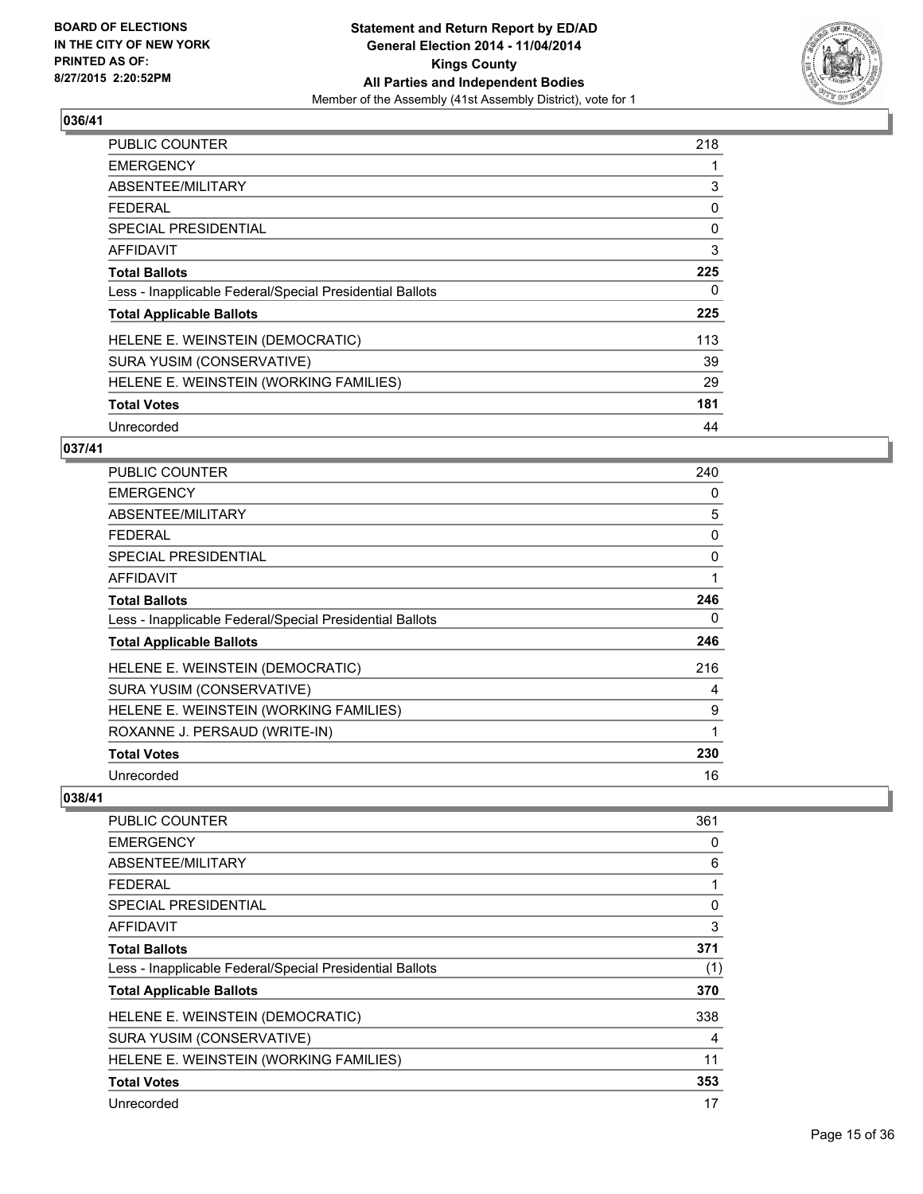**BOARD OF ELECTIONS IN THE CITY OF NEW YORK PRINTED AS OF: 8/27/2015 2:20:52PM**

**Statement and Return Report by ED/AD General Election 2014 - 11/04/2014 Kings County All Parties and Independent Bodies**
Member of the Assembly (41st Assembly District), vote for 1

## 036/41

| | |
|---|---|
| PUBLIC COUNTER | 218 |
| EMERGENCY | 1 |
| ABSENTEE/MILITARY | 3 |
| FEDERAL | 0 |
| SPECIAL PRESIDENTIAL | 0 |
| AFFIDAVIT | 3 |
| **Total Ballots** | **225** |
| Less - Inapplicable Federal/Special Presidential Ballots | 0 |
| **Total Applicable Ballots** | **225** |
| HELENE E. WEINSTEIN (DEMOCRATIC) | 113 |
| SURA YUSIM (CONSERVATIVE) | 39 |
| HELENE E. WEINSTEIN (WORKING FAMILIES) | 29 |
| **Total Votes** | **181** |
| Unrecorded | 44 |

## 037/41

| | |
|---|---|
| PUBLIC COUNTER | 240 |
| EMERGENCY | 0 |
| ABSENTEE/MILITARY | 5 |
| FEDERAL | 0 |
| SPECIAL PRESIDENTIAL | 0 |
| AFFIDAVIT | 1 |
| **Total Ballots** | **246** |
| Less - Inapplicable Federal/Special Presidential Ballots | 0 |
| **Total Applicable Ballots** | **246** |
| HELENE E. WEINSTEIN (DEMOCRATIC) | 216 |
| SURA YUSIM (CONSERVATIVE) | 4 |
| HELENE E. WEINSTEIN (WORKING FAMILIES) | 9 |
| ROXANNE J. PERSAUD (WRITE-IN) | 1 |
| **Total Votes** | **230** |
| Unrecorded | 16 |

## 038/41

| | |
|---|---|
| PUBLIC COUNTER | 361 |
| EMERGENCY | 0 |
| ABSENTEE/MILITARY | 6 |
| FEDERAL | 1 |
| SPECIAL PRESIDENTIAL | 0 |
| AFFIDAVIT | 3 |
| **Total Ballots** | **371** |
| Less - Inapplicable Federal/Special Presidential Ballots | (1) |
| **Total Applicable Ballots** | **370** |
| HELENE E. WEINSTEIN (DEMOCRATIC) | 338 |
| SURA YUSIM (CONSERVATIVE) | 4 |
| HELENE E. WEINSTEIN (WORKING FAMILIES) | 11 |
| **Total Votes** | **353** |
| Unrecorded | 17 |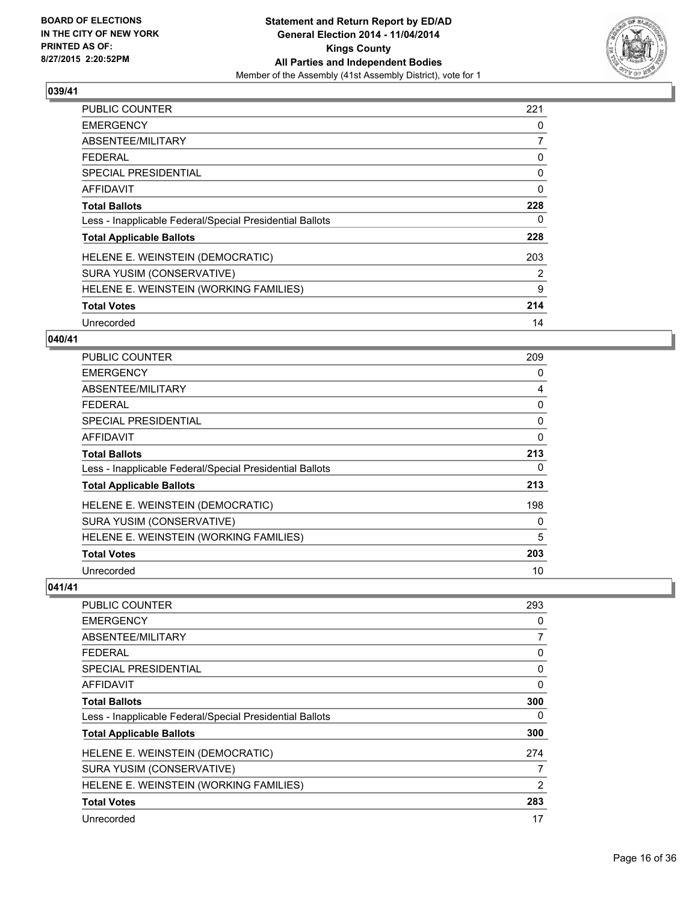BOARD OF ELECTIONS
IN THE CITY OF NEW YORK
PRINTED AS OF:
8/27/2015 2:20:52PM

**Statement and Return Report by ED/AD**
**General Election 2014 - 11/04/2014**
**Kings County**
**All Parties and Independent Bodies**
Member of the Assembly (41st Assembly District), vote for 1

## 039/41

| | |
|---|---|
| PUBLIC COUNTER | 221 |
| EMERGENCY | 0 |
| ABSENTEE/MILITARY | 7 |
| FEDERAL | 0 |
| SPECIAL PRESIDENTIAL | 0 |
| AFFIDAVIT | 0 |
| **Total Ballots** | **228** |
| Less - Inapplicable Federal/Special Presidential Ballots | 0 |
| **Total Applicable Ballots** | **228** |
| HELENE E. WEINSTEIN (DEMOCRATIC) | 203 |
| SURA YUSIM (CONSERVATIVE) | 2 |
| HELENE E. WEINSTEIN (WORKING FAMILIES) | 9 |
| **Total Votes** | **214** |
| Unrecorded | 14 |

## 040/41

| | |
|---|---|
| PUBLIC COUNTER | 209 |
| EMERGENCY | 0 |
| ABSENTEE/MILITARY | 4 |
| FEDERAL | 0 |
| SPECIAL PRESIDENTIAL | 0 |
| AFFIDAVIT | 0 |
| **Total Ballots** | **213** |
| Less - Inapplicable Federal/Special Presidential Ballots | 0 |
| **Total Applicable Ballots** | **213** |
| HELENE E. WEINSTEIN (DEMOCRATIC) | 198 |
| SURA YUSIM (CONSERVATIVE) | 0 |
| HELENE E. WEINSTEIN (WORKING FAMILIES) | 5 |
| **Total Votes** | **203** |
| Unrecorded | 10 |

## 041/41

| | |
|---|---|
| PUBLIC COUNTER | 293 |
| EMERGENCY | 0 |
| ABSENTEE/MILITARY | 7 |
| FEDERAL | 0 |
| SPECIAL PRESIDENTIAL | 0 |
| AFFIDAVIT | 0 |
| **Total Ballots** | **300** |
| Less - Inapplicable Federal/Special Presidential Ballots | 0 |
| **Total Applicable Ballots** | **300** |
| HELENE E. WEINSTEIN (DEMOCRATIC) | 274 |
| SURA YUSIM (CONSERVATIVE) | 7 |
| HELENE E. WEINSTEIN (WORKING FAMILIES) | 2 |
| **Total Votes** | **283** |
| Unrecorded | 17 |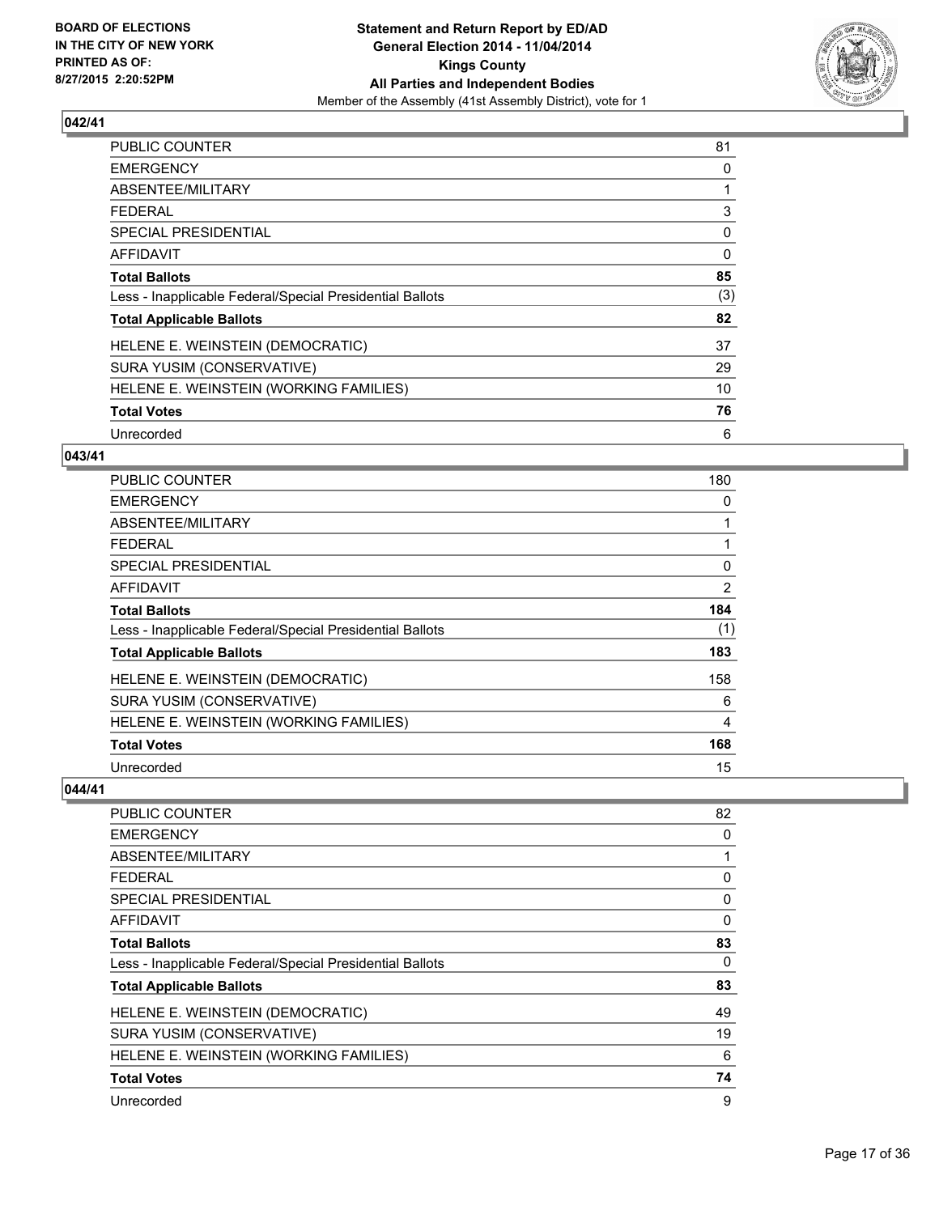**BOARD OF ELECTIONS IN THE CITY OF NEW YORK PRINTED AS OF: 8/27/2015 2:20:52PM**

**Statement and Return Report by ED/AD**
**General Election 2014 - 11/04/2014**
**Kings County**
**All Parties and Independent Bodies**
Member of the Assembly (41st Assembly District), vote for 1

### 042/41

| | |
|---|---|
| PUBLIC COUNTER | 81 |
| EMERGENCY | 0 |
| ABSENTEE/MILITARY | 1 |
| FEDERAL | 3 |
| SPECIAL PRESIDENTIAL | 0 |
| AFFIDAVIT | 0 |
| **Total Ballots** | **85** |
| Less - Inapplicable Federal/Special Presidential Ballots | (3) |
| **Total Applicable Ballots** | **82** |
| HELENE E. WEINSTEIN (DEMOCRATIC) | 37 |
| SURA YUSIM (CONSERVATIVE) | 29 |
| HELENE E. WEINSTEIN (WORKING FAMILIES) | 10 |
| **Total Votes** | **76** |
| Unrecorded | 6 |

### 043/41

| | |
|---|---|
| PUBLIC COUNTER | 180 |
| EMERGENCY | 0 |
| ABSENTEE/MILITARY | 1 |
| FEDERAL | 1 |
| SPECIAL PRESIDENTIAL | 0 |
| AFFIDAVIT | 2 |
| **Total Ballots** | **184** |
| Less - Inapplicable Federal/Special Presidential Ballots | (1) |
| **Total Applicable Ballots** | **183** |
| HELENE E. WEINSTEIN (DEMOCRATIC) | 158 |
| SURA YUSIM (CONSERVATIVE) | 6 |
| HELENE E. WEINSTEIN (WORKING FAMILIES) | 4 |
| **Total Votes** | **168** |
| Unrecorded | 15 |

### 044/41

| | |
|---|---|
| PUBLIC COUNTER | 82 |
| EMERGENCY | 0 |
| ABSENTEE/MILITARY | 1 |
| FEDERAL | 0 |
| SPECIAL PRESIDENTIAL | 0 |
| AFFIDAVIT | 0 |
| **Total Ballots** | **83** |
| Less - Inapplicable Federal/Special Presidential Ballots | 0 |
| **Total Applicable Ballots** | **83** |
| HELENE E. WEINSTEIN (DEMOCRATIC) | 49 |
| SURA YUSIM (CONSERVATIVE) | 19 |
| HELENE E. WEINSTEIN (WORKING FAMILIES) | 6 |
| **Total Votes** | **74** |
| Unrecorded | 9 |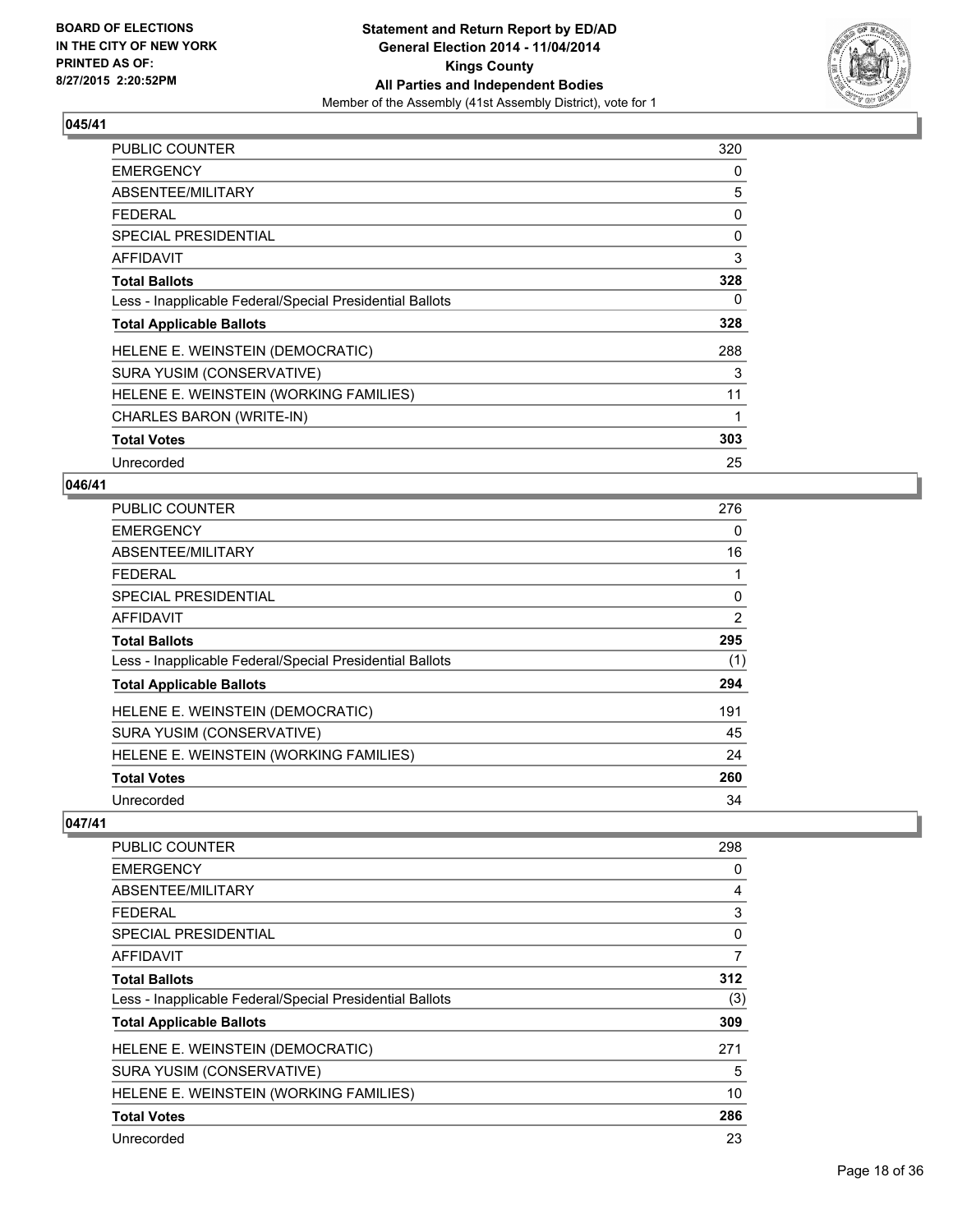**BOARD OF ELECTIONS IN THE CITY OF NEW YORK PRINTED AS OF: 8/27/2015 2:20:52PM**

**Statement and Return Report by ED/AD General Election 2014 - 11/04/2014 Kings County All Parties and Independent Bodies**
Member of the Assembly (41st Assembly District), vote for 1

## 045/41

| | |
|---|---|
| PUBLIC COUNTER | 320 |
| EMERGENCY | 0 |
| ABSENTEE/MILITARY | 5 |
| FEDERAL | 0 |
| SPECIAL PRESIDENTIAL | 0 |
| AFFIDAVIT | 3 |
| **Total Ballots** | **328** |
| Less - Inapplicable Federal/Special Presidential Ballots | 0 |
| **Total Applicable Ballots** | **328** |
| HELENE E. WEINSTEIN (DEMOCRATIC) | 288 |
| SURA YUSIM (CONSERVATIVE) | 3 |
| HELENE E. WEINSTEIN (WORKING FAMILIES) | 11 |
| CHARLES BARON (WRITE-IN) | 1 |
| **Total Votes** | **303** |
| Unrecorded | 25 |

## 046/41

| | |
|---|---|
| PUBLIC COUNTER | 276 |
| EMERGENCY | 0 |
| ABSENTEE/MILITARY | 16 |
| FEDERAL | 1 |
| SPECIAL PRESIDENTIAL | 0 |
| AFFIDAVIT | 2 |
| **Total Ballots** | **295** |
| Less - Inapplicable Federal/Special Presidential Ballots | (1) |
| **Total Applicable Ballots** | **294** |
| HELENE E. WEINSTEIN (DEMOCRATIC) | 191 |
| SURA YUSIM (CONSERVATIVE) | 45 |
| HELENE E. WEINSTEIN (WORKING FAMILIES) | 24 |
| **Total Votes** | **260** |
| Unrecorded | 34 |

## 047/41

| | |
|---|---|
| PUBLIC COUNTER | 298 |
| EMERGENCY | 0 |
| ABSENTEE/MILITARY | 4 |
| FEDERAL | 3 |
| SPECIAL PRESIDENTIAL | 0 |
| AFFIDAVIT | 7 |
| **Total Ballots** | **312** |
| Less - Inapplicable Federal/Special Presidential Ballots | (3) |
| **Total Applicable Ballots** | **309** |
| HELENE E. WEINSTEIN (DEMOCRATIC) | 271 |
| SURA YUSIM (CONSERVATIVE) | 5 |
| HELENE E. WEINSTEIN (WORKING FAMILIES) | 10 |
| **Total Votes** | **286** |
| Unrecorded | 23 |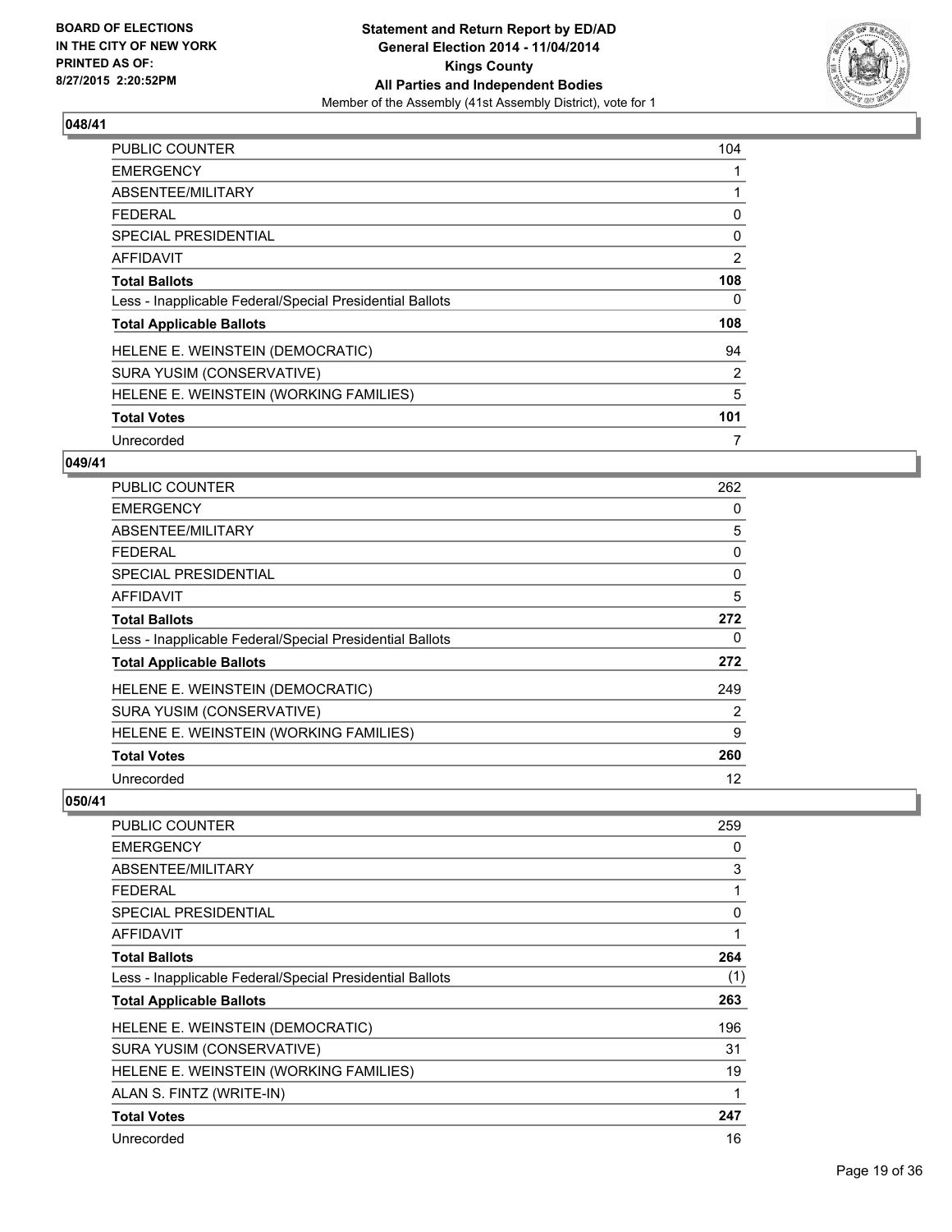## 048/41

| | |
|---|---|
| PUBLIC COUNTER | 104 |
| EMERGENCY | 1 |
| ABSENTEE/MILITARY | 1 |
| FEDERAL | 0 |
| SPECIAL PRESIDENTIAL | 0 |
| AFFIDAVIT | 2 |
| **Total Ballots** | **108** |
| Less - Inapplicable Federal/Special Presidential Ballots | 0 |
| **Total Applicable Ballots** | **108** |
| HELENE E. WEINSTEIN (DEMOCRATIC) | 94 |
| SURA YUSIM (CONSERVATIVE) | 2 |
| HELENE E. WEINSTEIN (WORKING FAMILIES) | 5 |
| **Total Votes** | **101** |
| Unrecorded | 7 |

## 049/41

| | |
|---|---|
| PUBLIC COUNTER | 262 |
| EMERGENCY | 0 |
| ABSENTEE/MILITARY | 5 |
| FEDERAL | 0 |
| SPECIAL PRESIDENTIAL | 0 |
| AFFIDAVIT | 5 |
| **Total Ballots** | **272** |
| Less - Inapplicable Federal/Special Presidential Ballots | 0 |
| **Total Applicable Ballots** | **272** |
| HELENE E. WEINSTEIN (DEMOCRATIC) | 249 |
| SURA YUSIM (CONSERVATIVE) | 2 |
| HELENE E. WEINSTEIN (WORKING FAMILIES) | 9 |
| **Total Votes** | **260** |
| Unrecorded | 12 |

## 050/41

| | |
|---|---|
| PUBLIC COUNTER | 259 |
| EMERGENCY | 0 |
| ABSENTEE/MILITARY | 3 |
| FEDERAL | 1 |
| SPECIAL PRESIDENTIAL | 0 |
| AFFIDAVIT | 1 |
| **Total Ballots** | **264** |
| Less - Inapplicable Federal/Special Presidential Ballots | (1) |
| **Total Applicable Ballots** | **263** |
| HELENE E. WEINSTEIN (DEMOCRATIC) | 196 |
| SURA YUSIM (CONSERVATIVE) | 31 |
| HELENE E. WEINSTEIN (WORKING FAMILIES) | 19 |
| ALAN S. FINTZ (WRITE-IN) | 1 |
| **Total Votes** | **247** |
| Unrecorded | 16 |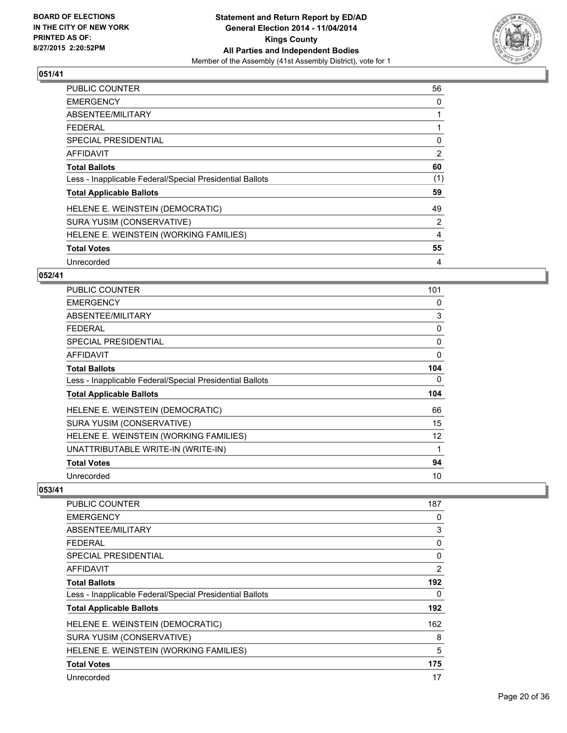**Statement and Return Report by ED/AD**
**General Election 2014 - 11/04/2014**
**Kings County**
**All Parties and Independent Bodies**
Member of the Assembly (41st Assembly District), vote for 1

BOARD OF ELECTIONS IN THE CITY OF NEW YORK
PRINTED AS OF: 8/27/2015 2:20:52PM

### 051/41

| | |
|---|---|
| PUBLIC COUNTER | 56 |
| EMERGENCY | 0 |
| ABSENTEE/MILITARY | 1 |
| FEDERAL | 1 |
| SPECIAL PRESIDENTIAL | 0 |
| AFFIDAVIT | 2 |
| **Total Ballots** | **60** |
| Less - Inapplicable Federal/Special Presidential Ballots | (1) |
| **Total Applicable Ballots** | **59** |
| HELENE E. WEINSTEIN (DEMOCRATIC) | 49 |
| SURA YUSIM (CONSERVATIVE) | 2 |
| HELENE E. WEINSTEIN (WORKING FAMILIES) | 4 |
| **Total Votes** | **55** |
| Unrecorded | 4 |

### 052/41

| | |
|---|---|
| PUBLIC COUNTER | 101 |
| EMERGENCY | 0 |
| ABSENTEE/MILITARY | 3 |
| FEDERAL | 0 |
| SPECIAL PRESIDENTIAL | 0 |
| AFFIDAVIT | 0 |
| **Total Ballots** | **104** |
| Less - Inapplicable Federal/Special Presidential Ballots | 0 |
| **Total Applicable Ballots** | **104** |
| HELENE E. WEINSTEIN (DEMOCRATIC) | 66 |
| SURA YUSIM (CONSERVATIVE) | 15 |
| HELENE E. WEINSTEIN (WORKING FAMILIES) | 12 |
| UNATTRIBUTABLE WRITE-IN (WRITE-IN) | 1 |
| **Total Votes** | **94** |
| Unrecorded | 10 |

### 053/41

| | |
|---|---|
| PUBLIC COUNTER | 187 |
| EMERGENCY | 0 |
| ABSENTEE/MILITARY | 3 |
| FEDERAL | 0 |
| SPECIAL PRESIDENTIAL | 0 |
| AFFIDAVIT | 2 |
| **Total Ballots** | **192** |
| Less - Inapplicable Federal/Special Presidential Ballots | 0 |
| **Total Applicable Ballots** | **192** |
| HELENE E. WEINSTEIN (DEMOCRATIC) | 162 |
| SURA YUSIM (CONSERVATIVE) | 8 |
| HELENE E. WEINSTEIN (WORKING FAMILIES) | 5 |
| **Total Votes** | **175** |
| Unrecorded | 17 |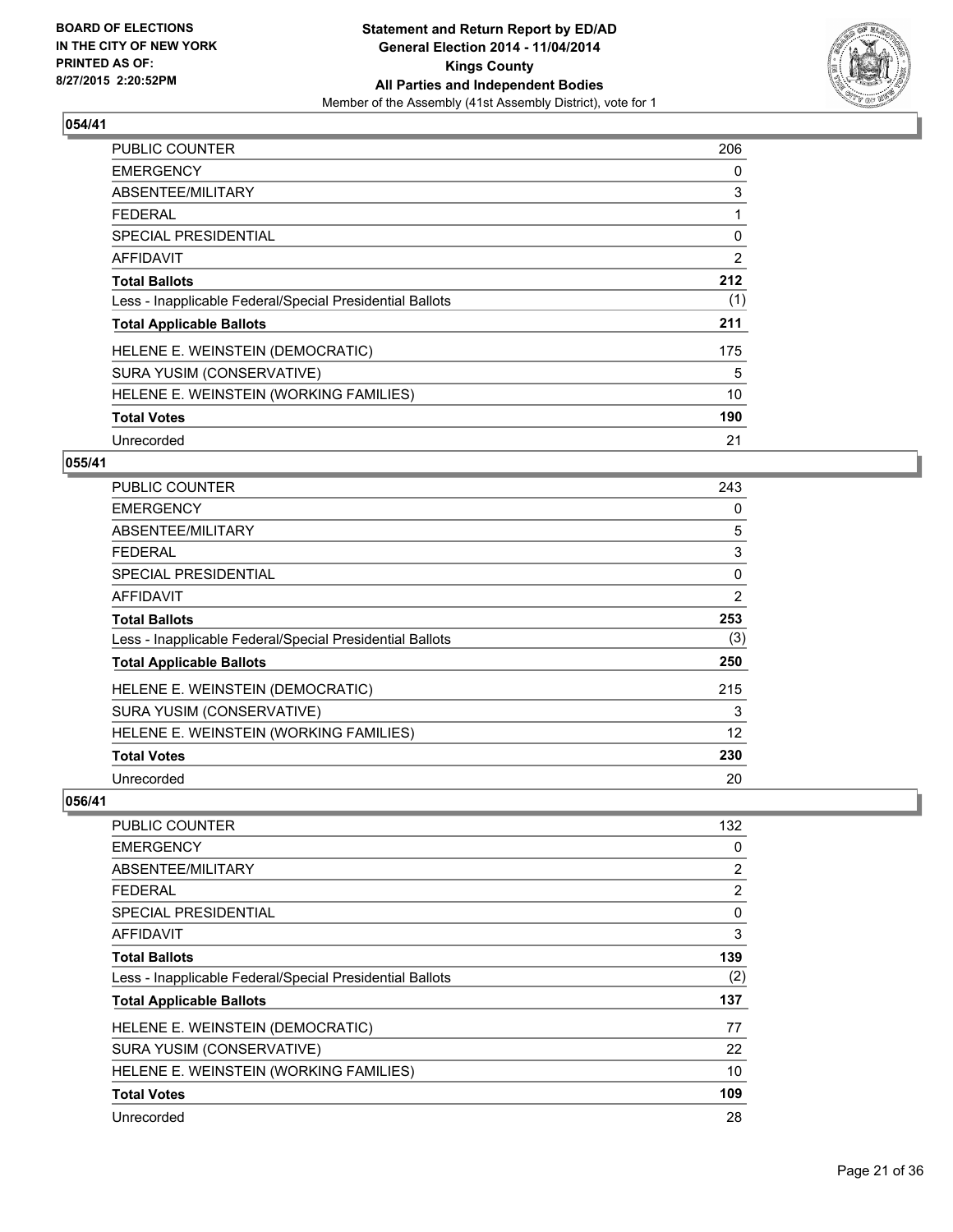**Statement and Return Report by ED/AD**
**General Election 2014 - 11/04/2014**
**Kings County**
**All Parties and Independent Bodies**
Member of the Assembly (41st Assembly District), vote for 1

BOARD OF ELECTIONS
IN THE CITY OF NEW YORK
PRINTED AS OF:
8/27/2015 2:20:52PM

## 054/41

| | |
|---|---|
| PUBLIC COUNTER | 206 |
| EMERGENCY | 0 |
| ABSENTEE/MILITARY | 3 |
| FEDERAL | 1 |
| SPECIAL PRESIDENTIAL | 0 |
| AFFIDAVIT | 2 |
| **Total Ballots** | **212** |
| Less - Inapplicable Federal/Special Presidential Ballots | (1) |
| **Total Applicable Ballots** | **211** |
| HELENE E. WEINSTEIN (DEMOCRATIC) | 175 |
| SURA YUSIM (CONSERVATIVE) | 5 |
| HELENE E. WEINSTEIN (WORKING FAMILIES) | 10 |
| **Total Votes** | **190** |
| Unrecorded | 21 |

## 055/41

| | |
|---|---|
| PUBLIC COUNTER | 243 |
| EMERGENCY | 0 |
| ABSENTEE/MILITARY | 5 |
| FEDERAL | 3 |
| SPECIAL PRESIDENTIAL | 0 |
| AFFIDAVIT | 2 |
| **Total Ballots** | **253** |
| Less - Inapplicable Federal/Special Presidential Ballots | (3) |
| **Total Applicable Ballots** | **250** |
| HELENE E. WEINSTEIN (DEMOCRATIC) | 215 |
| SURA YUSIM (CONSERVATIVE) | 3 |
| HELENE E. WEINSTEIN (WORKING FAMILIES) | 12 |
| **Total Votes** | **230** |
| Unrecorded | 20 |

## 056/41

| | |
|---|---|
| PUBLIC COUNTER | 132 |
| EMERGENCY | 0 |
| ABSENTEE/MILITARY | 2 |
| FEDERAL | 2 |
| SPECIAL PRESIDENTIAL | 0 |
| AFFIDAVIT | 3 |
| **Total Ballots** | **139** |
| Less - Inapplicable Federal/Special Presidential Ballots | (2) |
| **Total Applicable Ballots** | **137** |
| HELENE E. WEINSTEIN (DEMOCRATIC) | 77 |
| SURA YUSIM (CONSERVATIVE) | 22 |
| HELENE E. WEINSTEIN (WORKING FAMILIES) | 10 |
| **Total Votes** | **109** |
| Unrecorded | 28 |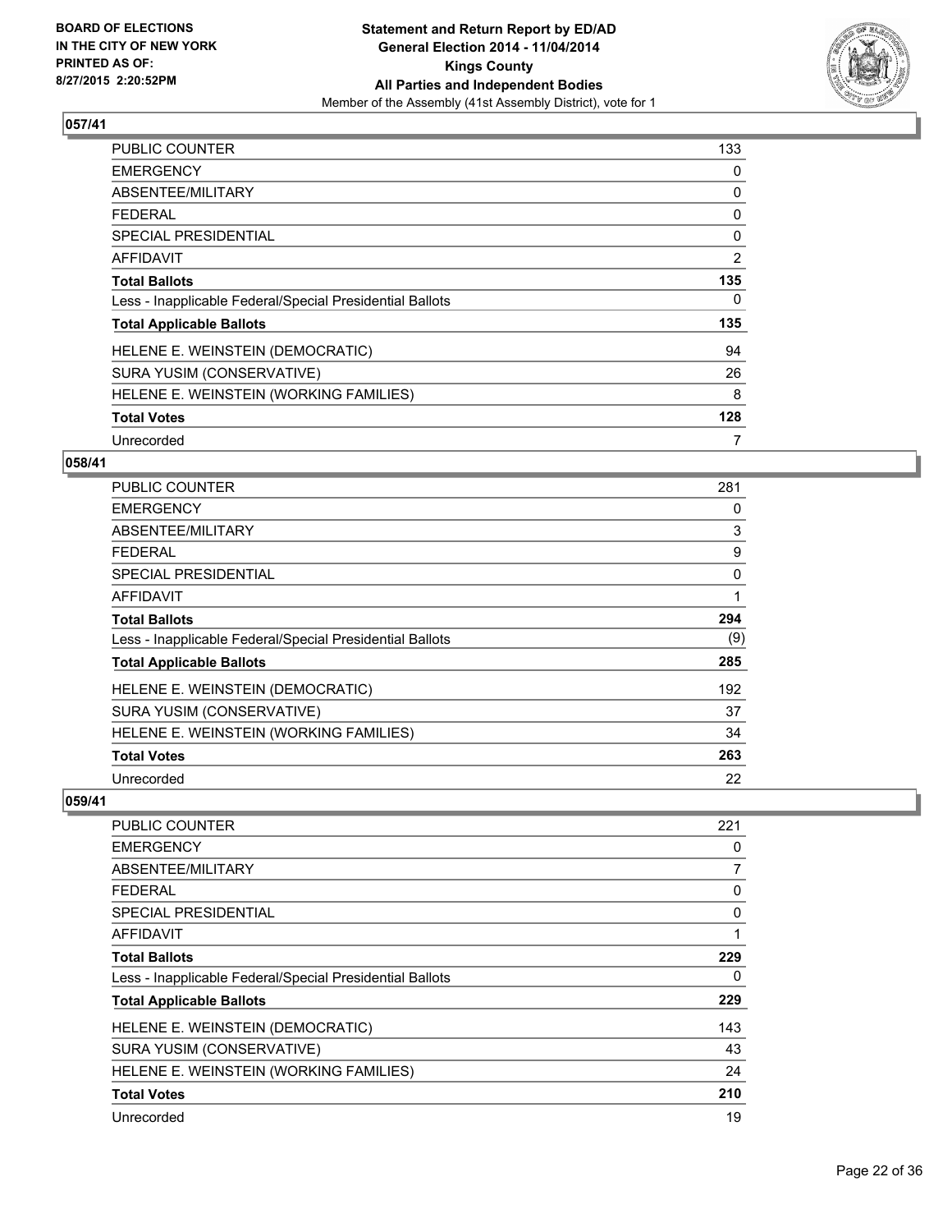**BOARD OF ELECTIONS IN THE CITY OF NEW YORK PRINTED AS OF: 8/27/2015 2:20:52PM**

**Statement and Return Report by ED/AD General Election 2014 - 11/04/2014 Kings County All Parties and Independent Bodies**

Member of the Assembly (41st Assembly District), vote for 1

### 057/41

| | |
|---|---|
| PUBLIC COUNTER | 133 |
| EMERGENCY | 0 |
| ABSENTEE/MILITARY | 0 |
| FEDERAL | 0 |
| SPECIAL PRESIDENTIAL | 0 |
| AFFIDAVIT | 2 |
| **Total Ballots** | **135** |
| Less - Inapplicable Federal/Special Presidential Ballots | 0 |
| **Total Applicable Ballots** | **135** |
| HELENE E. WEINSTEIN (DEMOCRATIC) | 94 |
| SURA YUSIM (CONSERVATIVE) | 26 |
| HELENE E. WEINSTEIN (WORKING FAMILIES) | 8 |
| **Total Votes** | **128** |
| Unrecorded | 7 |

### 058/41

| | |
|---|---|
| PUBLIC COUNTER | 281 |
| EMERGENCY | 0 |
| ABSENTEE/MILITARY | 3 |
| FEDERAL | 9 |
| SPECIAL PRESIDENTIAL | 0 |
| AFFIDAVIT | 1 |
| **Total Ballots** | **294** |
| Less - Inapplicable Federal/Special Presidential Ballots | (9) |
| **Total Applicable Ballots** | **285** |
| HELENE E. WEINSTEIN (DEMOCRATIC) | 192 |
| SURA YUSIM (CONSERVATIVE) | 37 |
| HELENE E. WEINSTEIN (WORKING FAMILIES) | 34 |
| **Total Votes** | **263** |
| Unrecorded | 22 |

### 059/41

| | |
|---|---|
| PUBLIC COUNTER | 221 |
| EMERGENCY | 0 |
| ABSENTEE/MILITARY | 7 |
| FEDERAL | 0 |
| SPECIAL PRESIDENTIAL | 0 |
| AFFIDAVIT | 1 |
| **Total Ballots** | **229** |
| Less - Inapplicable Federal/Special Presidential Ballots | 0 |
| **Total Applicable Ballots** | **229** |
| HELENE E. WEINSTEIN (DEMOCRATIC) | 143 |
| SURA YUSIM (CONSERVATIVE) | 43 |
| HELENE E. WEINSTEIN (WORKING FAMILIES) | 24 |
| **Total Votes** | **210** |
| Unrecorded | 19 |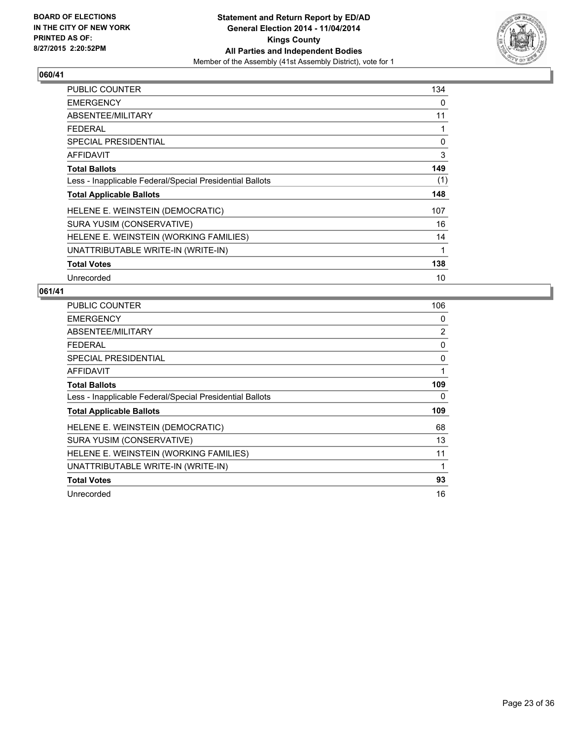## 060/41

| | |
|---|---|
| PUBLIC COUNTER | 134 |
| EMERGENCY | 0 |
| ABSENTEE/MILITARY | 11 |
| FEDERAL | 1 |
| SPECIAL PRESIDENTIAL | 0 |
| AFFIDAVIT | 3 |
| **Total Ballots** | **149** |
| Less - Inapplicable Federal/Special Presidential Ballots | (1) |
| **Total Applicable Ballots** | **148** |
| HELENE E. WEINSTEIN (DEMOCRATIC) | 107 |
| SURA YUSIM (CONSERVATIVE) | 16 |
| HELENE E. WEINSTEIN (WORKING FAMILIES) | 14 |
| UNATTRIBUTABLE WRITE-IN (WRITE-IN) | 1 |
| **Total Votes** | **138** |
| Unrecorded | 10 |

## 061/41

| | |
|---|---|
| PUBLIC COUNTER | 106 |
| EMERGENCY | 0 |
| ABSENTEE/MILITARY | 2 |
| FEDERAL | 0 |
| SPECIAL PRESIDENTIAL | 0 |
| AFFIDAVIT | 1 |
| **Total Ballots** | **109** |
| Less - Inapplicable Federal/Special Presidential Ballots | 0 |
| **Total Applicable Ballots** | **109** |
| HELENE E. WEINSTEIN (DEMOCRATIC) | 68 |
| SURA YUSIM (CONSERVATIVE) | 13 |
| HELENE E. WEINSTEIN (WORKING FAMILIES) | 11 |
| UNATTRIBUTABLE WRITE-IN (WRITE-IN) | 1 |
| **Total Votes** | **93** |
| Unrecorded | 16 |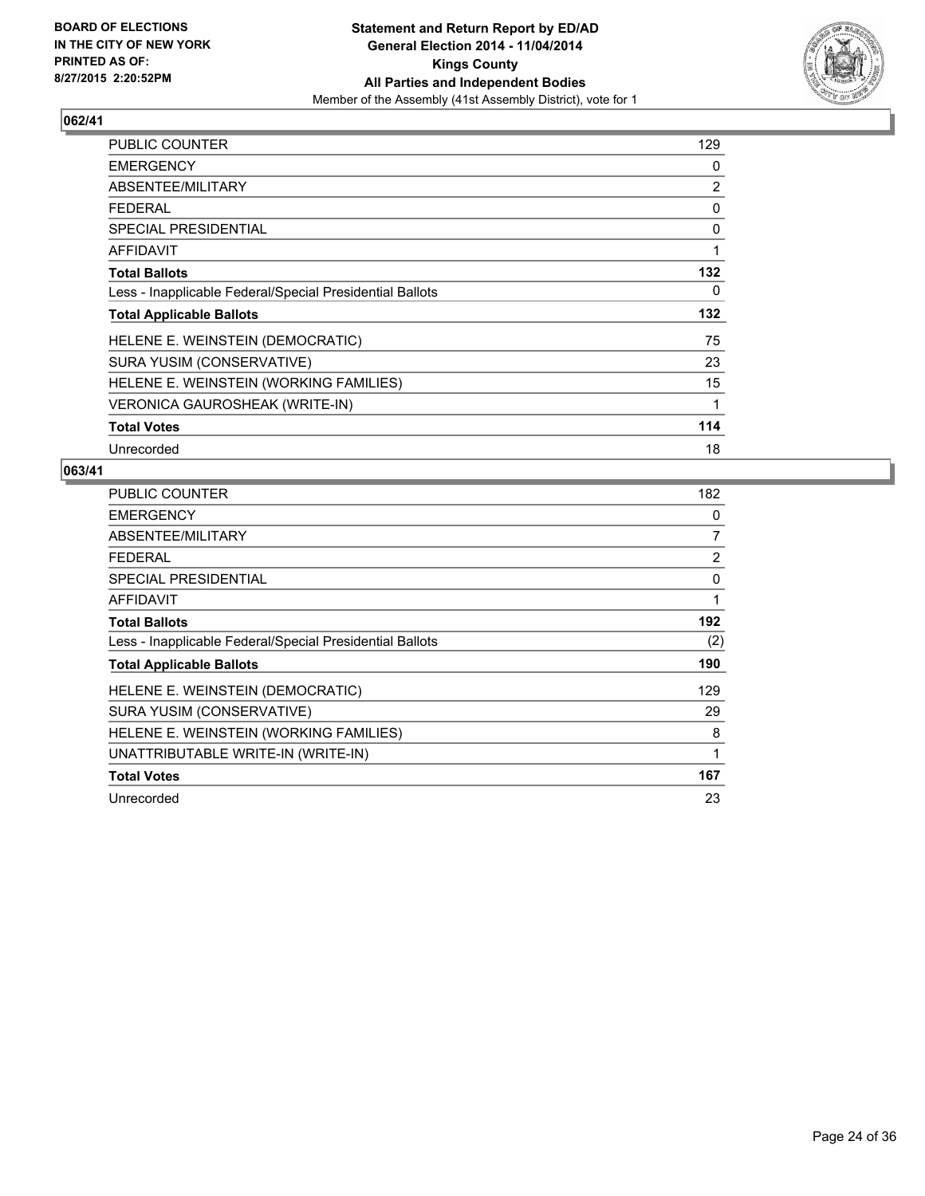BOARD OF ELECTIONS
IN THE CITY OF NEW YORK
PRINTED AS OF:
8/27/2015 2:20:52PM

**Statement and Return Report by ED/AD**
**General Election 2014 - 11/04/2014**
**Kings County**
**All Parties and Independent Bodies**
Member of the Assembly (41st Assembly District), vote for 1

## 062/41

| | |
|---|---|
| PUBLIC COUNTER | 129 |
| EMERGENCY | 0 |
| ABSENTEE/MILITARY | 2 |
| FEDERAL | 0 |
| SPECIAL PRESIDENTIAL | 0 |
| AFFIDAVIT | 1 |
| **Total Ballots** | **132** |
| Less - Inapplicable Federal/Special Presidential Ballots | 0 |
| **Total Applicable Ballots** | **132** |
| HELENE E. WEINSTEIN (DEMOCRATIC) | 75 |
| SURA YUSIM (CONSERVATIVE) | 23 |
| HELENE E. WEINSTEIN (WORKING FAMILIES) | 15 |
| VERONICA GAUROSHEAK (WRITE-IN) | 1 |
| **Total Votes** | **114** |
| Unrecorded | 18 |

## 063/41

| | |
|---|---|
| PUBLIC COUNTER | 182 |
| EMERGENCY | 0 |
| ABSENTEE/MILITARY | 7 |
| FEDERAL | 2 |
| SPECIAL PRESIDENTIAL | 0 |
| AFFIDAVIT | 1 |
| **Total Ballots** | **192** |
| Less - Inapplicable Federal/Special Presidential Ballots | (2) |
| **Total Applicable Ballots** | **190** |
| HELENE E. WEINSTEIN (DEMOCRATIC) | 129 |
| SURA YUSIM (CONSERVATIVE) | 29 |
| HELENE E. WEINSTEIN (WORKING FAMILIES) | 8 |
| UNATTRIBUTABLE WRITE-IN (WRITE-IN) | 1 |
| **Total Votes** | **167** |
| Unrecorded | 23 |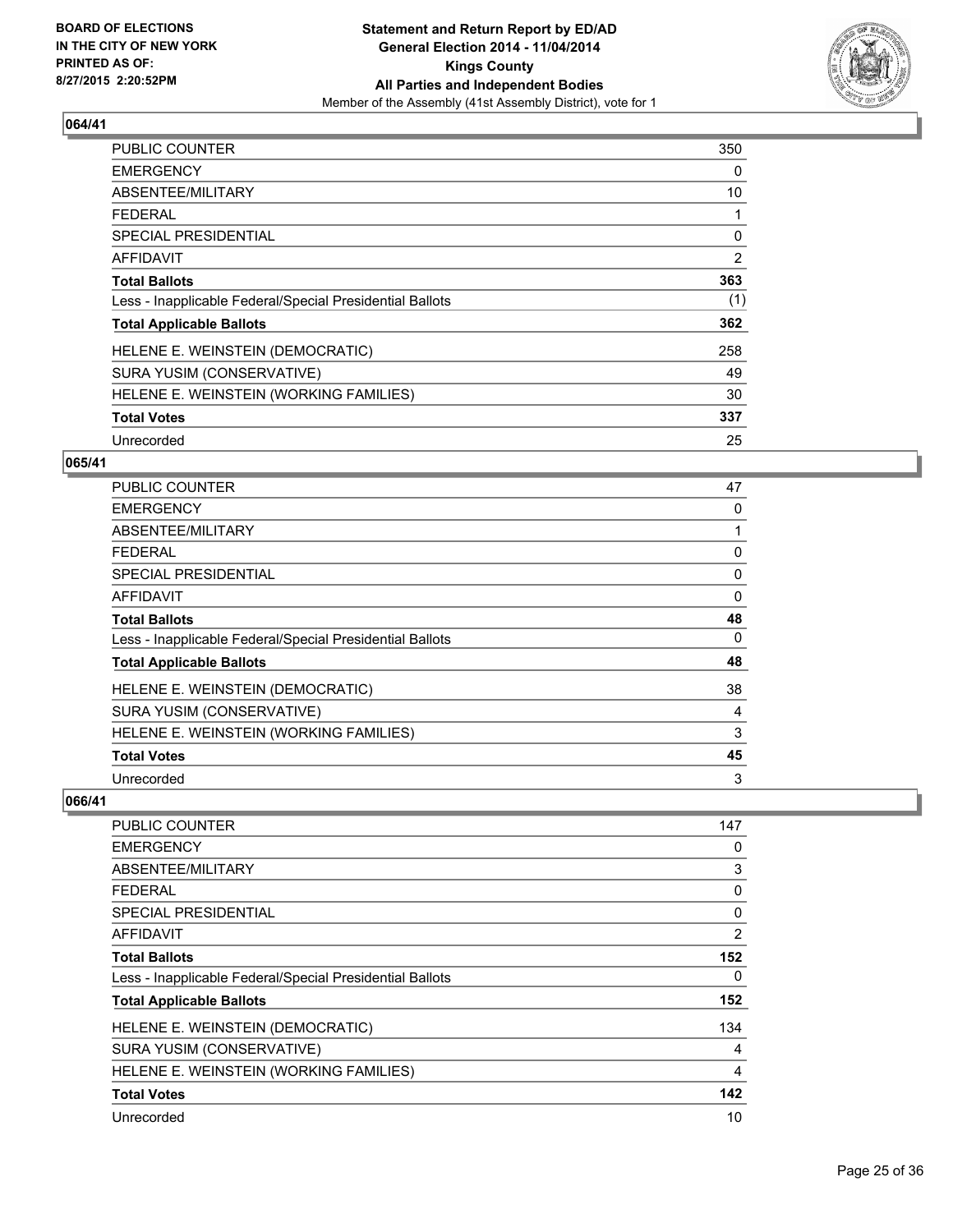BOARD OF ELECTIONS
IN THE CITY OF NEW YORK
PRINTED AS OF:
8/27/2015 2:20:52PM

**Statement and Return Report by ED/AD**
**General Election 2014 - 11/04/2014**
**Kings County**
**All Parties and Independent Bodies**
Member of the Assembly (41st Assembly District), vote for 1

### 064/41

| | |
|---|---|
| PUBLIC COUNTER | 350 |
| EMERGENCY | 0 |
| ABSENTEE/MILITARY | 10 |
| FEDERAL | 1 |
| SPECIAL PRESIDENTIAL | 0 |
| AFFIDAVIT | 2 |
| **Total Ballots** | **363** |
| Less - Inapplicable Federal/Special Presidential Ballots | (1) |
| **Total Applicable Ballots** | **362** |
| HELENE E. WEINSTEIN (DEMOCRATIC) | 258 |
| SURA YUSIM (CONSERVATIVE) | 49 |
| HELENE E. WEINSTEIN (WORKING FAMILIES) | 30 |
| **Total Votes** | **337** |
| Unrecorded | 25 |

### 065/41

| | |
|---|---|
| PUBLIC COUNTER | 47 |
| EMERGENCY | 0 |
| ABSENTEE/MILITARY | 1 |
| FEDERAL | 0 |
| SPECIAL PRESIDENTIAL | 0 |
| AFFIDAVIT | 0 |
| **Total Ballots** | **48** |
| Less - Inapplicable Federal/Special Presidential Ballots | 0 |
| **Total Applicable Ballots** | **48** |
| HELENE E. WEINSTEIN (DEMOCRATIC) | 38 |
| SURA YUSIM (CONSERVATIVE) | 4 |
| HELENE E. WEINSTEIN (WORKING FAMILIES) | 3 |
| **Total Votes** | **45** |
| Unrecorded | 3 |

### 066/41

| | |
|---|---|
| PUBLIC COUNTER | 147 |
| EMERGENCY | 0 |
| ABSENTEE/MILITARY | 3 |
| FEDERAL | 0 |
| SPECIAL PRESIDENTIAL | 0 |
| AFFIDAVIT | 2 |
| **Total Ballots** | **152** |
| Less - Inapplicable Federal/Special Presidential Ballots | 0 |
| **Total Applicable Ballots** | **152** |
| HELENE E. WEINSTEIN (DEMOCRATIC) | 134 |
| SURA YUSIM (CONSERVATIVE) | 4 |
| HELENE E. WEINSTEIN (WORKING FAMILIES) | 4 |
| **Total Votes** | **142** |
| Unrecorded | 10 |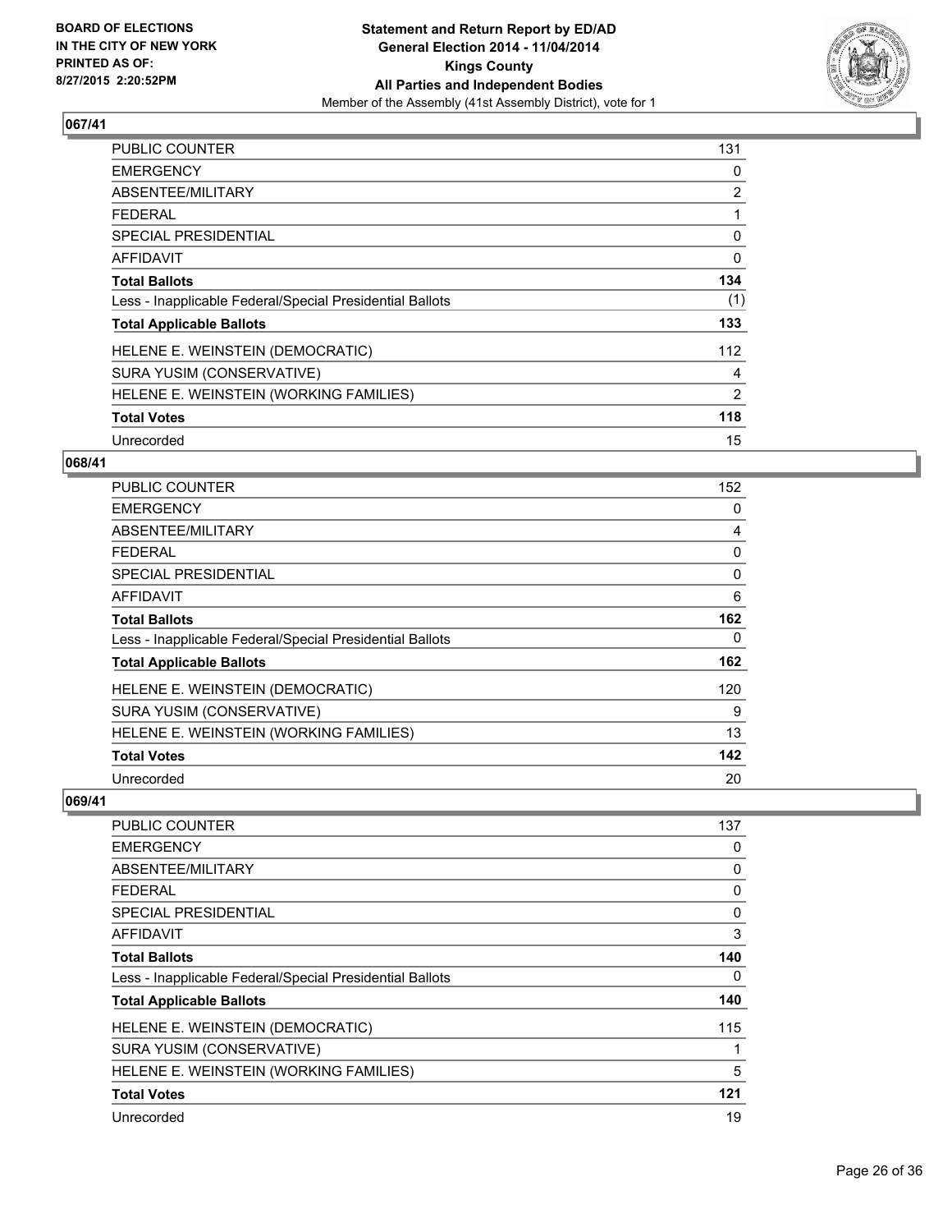**BOARD OF ELECTIONS IN THE CITY OF NEW YORK PRINTED AS OF: 8/27/2015 2:20:52PM**

**Statement and Return Report by ED/AD General Election 2014 - 11/04/2014 Kings County All Parties and Independent Bodies**

Member of the Assembly (41st Assembly District), vote for 1

### 067/41

| | |
|---|---|
| PUBLIC COUNTER | 131 |
| EMERGENCY | 0 |
| ABSENTEE/MILITARY | 2 |
| FEDERAL | 1 |
| SPECIAL PRESIDENTIAL | 0 |
| AFFIDAVIT | 0 |
| **Total Ballots** | **134** |
| Less - Inapplicable Federal/Special Presidential Ballots | (1) |
| **Total Applicable Ballots** | **133** |
| HELENE E. WEINSTEIN (DEMOCRATIC) | 112 |
| SURA YUSIM (CONSERVATIVE) | 4 |
| HELENE E. WEINSTEIN (WORKING FAMILIES) | 2 |
| **Total Votes** | **118** |
| Unrecorded | 15 |

### 068/41

| | |
|---|---|
| PUBLIC COUNTER | 152 |
| EMERGENCY | 0 |
| ABSENTEE/MILITARY | 4 |
| FEDERAL | 0 |
| SPECIAL PRESIDENTIAL | 0 |
| AFFIDAVIT | 6 |
| **Total Ballots** | **162** |
| Less - Inapplicable Federal/Special Presidential Ballots | 0 |
| **Total Applicable Ballots** | **162** |
| HELENE E. WEINSTEIN (DEMOCRATIC) | 120 |
| SURA YUSIM (CONSERVATIVE) | 9 |
| HELENE E. WEINSTEIN (WORKING FAMILIES) | 13 |
| **Total Votes** | **142** |
| Unrecorded | 20 |

### 069/41

| | |
|---|---|
| PUBLIC COUNTER | 137 |
| EMERGENCY | 0 |
| ABSENTEE/MILITARY | 0 |
| FEDERAL | 0 |
| SPECIAL PRESIDENTIAL | 0 |
| AFFIDAVIT | 3 |
| **Total Ballots** | **140** |
| Less - Inapplicable Federal/Special Presidential Ballots | 0 |
| **Total Applicable Ballots** | **140** |
| HELENE E. WEINSTEIN (DEMOCRATIC) | 115 |
| SURA YUSIM (CONSERVATIVE) | 1 |
| HELENE E. WEINSTEIN (WORKING FAMILIES) | 5 |
| **Total Votes** | **121** |
| Unrecorded | 19 |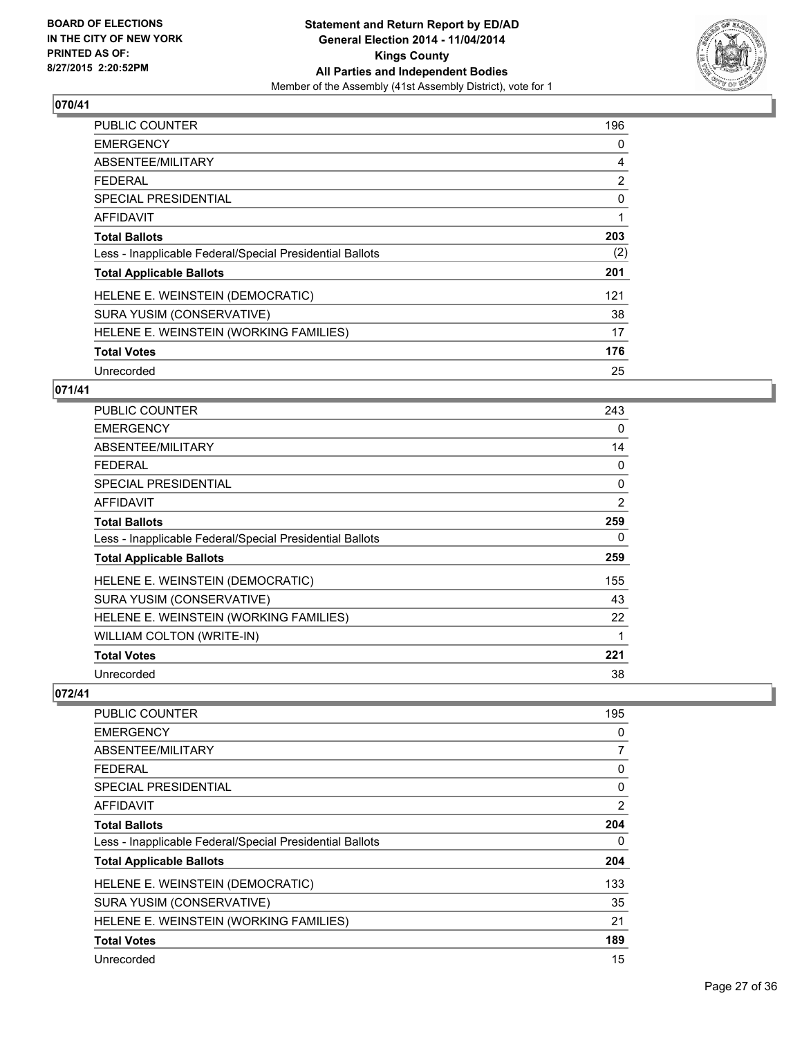**BOARD OF ELECTIONS IN THE CITY OF NEW YORK PRINTED AS OF: 8/27/2015 2:20:52PM**

**Statement and Return Report by ED/AD**
**General Election 2014 - 11/04/2014**
**Kings County**
**All Parties and Independent Bodies**
Member of the Assembly (41st Assembly District), vote for 1

## 070/41

| | |
|---|---|
| PUBLIC COUNTER | 196 |
| EMERGENCY | 0 |
| ABSENTEE/MILITARY | 4 |
| FEDERAL | 2 |
| SPECIAL PRESIDENTIAL | 0 |
| AFFIDAVIT | 1 |
| **Total Ballots** | **203** |
| Less - Inapplicable Federal/Special Presidential Ballots | (2) |
| **Total Applicable Ballots** | **201** |
| HELENE E. WEINSTEIN (DEMOCRATIC) | 121 |
| SURA YUSIM (CONSERVATIVE) | 38 |
| HELENE E. WEINSTEIN (WORKING FAMILIES) | 17 |
| **Total Votes** | **176** |
| Unrecorded | 25 |

## 071/41

| | |
|---|---|
| PUBLIC COUNTER | 243 |
| EMERGENCY | 0 |
| ABSENTEE/MILITARY | 14 |
| FEDERAL | 0 |
| SPECIAL PRESIDENTIAL | 0 |
| AFFIDAVIT | 2 |
| **Total Ballots** | **259** |
| Less - Inapplicable Federal/Special Presidential Ballots | 0 |
| **Total Applicable Ballots** | **259** |
| HELENE E. WEINSTEIN (DEMOCRATIC) | 155 |
| SURA YUSIM (CONSERVATIVE) | 43 |
| HELENE E. WEINSTEIN (WORKING FAMILIES) | 22 |
| WILLIAM COLTON (WRITE-IN) | 1 |
| **Total Votes** | **221** |
| Unrecorded | 38 |

## 072/41

| | |
|---|---|
| PUBLIC COUNTER | 195 |
| EMERGENCY | 0 |
| ABSENTEE/MILITARY | 7 |
| FEDERAL | 0 |
| SPECIAL PRESIDENTIAL | 0 |
| AFFIDAVIT | 2 |
| **Total Ballots** | **204** |
| Less - Inapplicable Federal/Special Presidential Ballots | 0 |
| **Total Applicable Ballots** | **204** |
| HELENE E. WEINSTEIN (DEMOCRATIC) | 133 |
| SURA YUSIM (CONSERVATIVE) | 35 |
| HELENE E. WEINSTEIN (WORKING FAMILIES) | 21 |
| **Total Votes** | **189** |
| Unrecorded | 15 |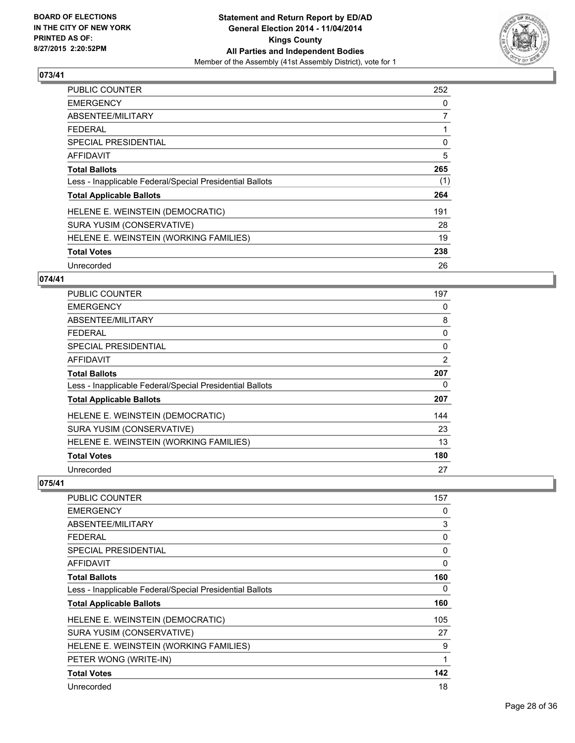BOARD OF ELECTIONS
IN THE CITY OF NEW YORK
PRINTED AS OF:
8/27/2015 2:20:52PM

**Statement and Return Report by ED/AD**
**General Election 2014 - 11/04/2014**
**Kings County**
**All Parties and Independent Bodies**
Member of the Assembly (41st Assembly District), vote for 1

## 073/41

| | |
|---|---|
| PUBLIC COUNTER | 252 |
| EMERGENCY | 0 |
| ABSENTEE/MILITARY | 7 |
| FEDERAL | 1 |
| SPECIAL PRESIDENTIAL | 0 |
| AFFIDAVIT | 5 |
| **Total Ballots** | **265** |
| Less - Inapplicable Federal/Special Presidential Ballots | (1) |
| **Total Applicable Ballots** | **264** |
| HELENE E. WEINSTEIN (DEMOCRATIC) | 191 |
| SURA YUSIM (CONSERVATIVE) | 28 |
| HELENE E. WEINSTEIN (WORKING FAMILIES) | 19 |
| **Total Votes** | **238** |
| Unrecorded | 26 |

## 074/41

| | |
|---|---|
| PUBLIC COUNTER | 197 |
| EMERGENCY | 0 |
| ABSENTEE/MILITARY | 8 |
| FEDERAL | 0 |
| SPECIAL PRESIDENTIAL | 0 |
| AFFIDAVIT | 2 |
| **Total Ballots** | **207** |
| Less - Inapplicable Federal/Special Presidential Ballots | 0 |
| **Total Applicable Ballots** | **207** |
| HELENE E. WEINSTEIN (DEMOCRATIC) | 144 |
| SURA YUSIM (CONSERVATIVE) | 23 |
| HELENE E. WEINSTEIN (WORKING FAMILIES) | 13 |
| **Total Votes** | **180** |
| Unrecorded | 27 |

## 075/41

| | |
|---|---|
| PUBLIC COUNTER | 157 |
| EMERGENCY | 0 |
| ABSENTEE/MILITARY | 3 |
| FEDERAL | 0 |
| SPECIAL PRESIDENTIAL | 0 |
| AFFIDAVIT | 0 |
| **Total Ballots** | **160** |
| Less - Inapplicable Federal/Special Presidential Ballots | 0 |
| **Total Applicable Ballots** | **160** |
| HELENE E. WEINSTEIN (DEMOCRATIC) | 105 |
| SURA YUSIM (CONSERVATIVE) | 27 |
| HELENE E. WEINSTEIN (WORKING FAMILIES) | 9 |
| PETER WONG (WRITE-IN) | 1 |
| **Total Votes** | **142** |
| Unrecorded | 18 |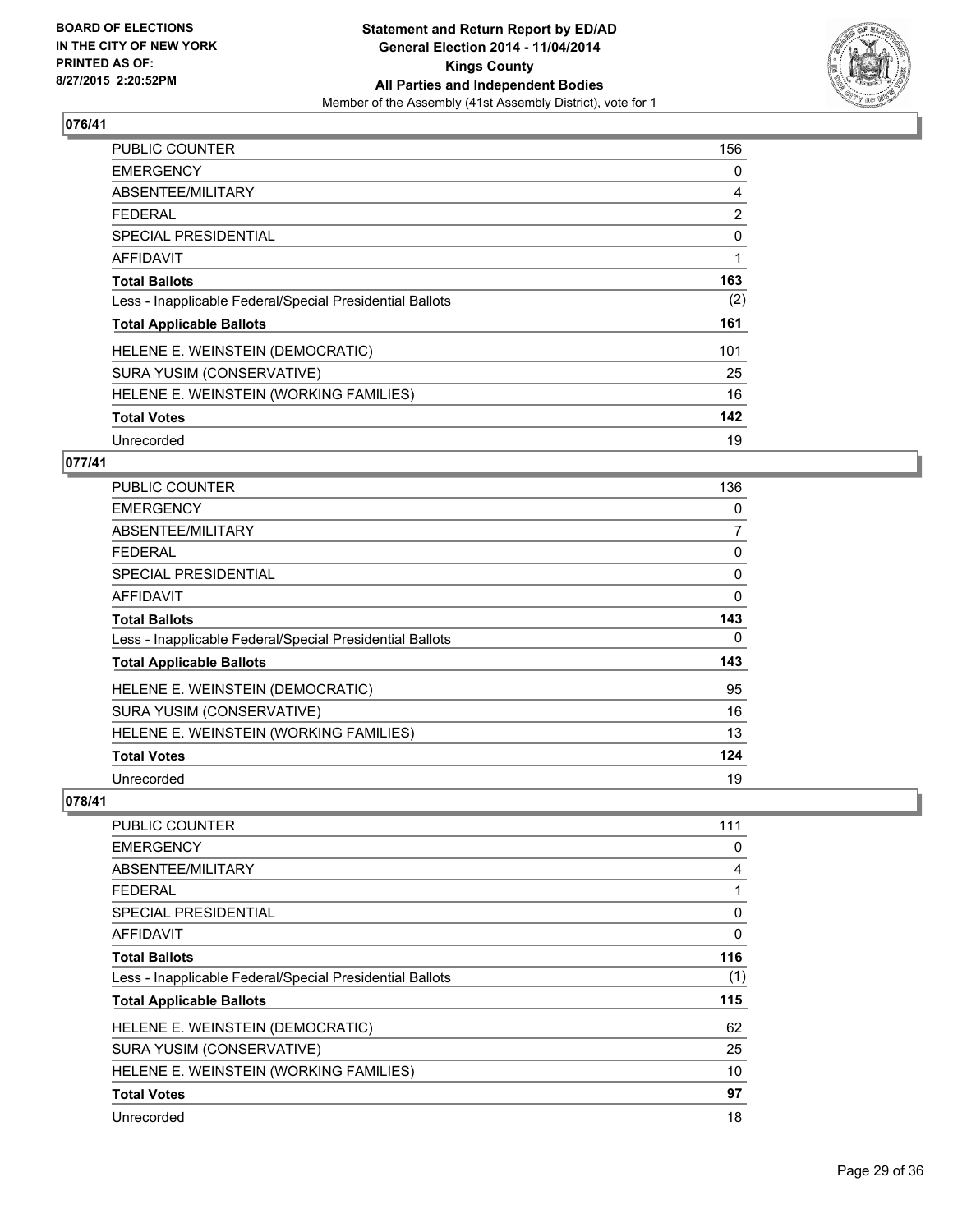## 076/41

| | |
|---|---|
| PUBLIC COUNTER | 156 |
| EMERGENCY | 0 |
| ABSENTEE/MILITARY | 4 |
| FEDERAL | 2 |
| SPECIAL PRESIDENTIAL | 0 |
| AFFIDAVIT | 1 |
| **Total Ballots** | **163** |
| Less - Inapplicable Federal/Special Presidential Ballots | (2) |
| **Total Applicable Ballots** | **161** |
| HELENE E. WEINSTEIN (DEMOCRATIC) | 101 |
| SURA YUSIM (CONSERVATIVE) | 25 |
| HELENE E. WEINSTEIN (WORKING FAMILIES) | 16 |
| **Total Votes** | **142** |
| Unrecorded | 19 |

## 077/41

| | |
|---|---|
| PUBLIC COUNTER | 136 |
| EMERGENCY | 0 |
| ABSENTEE/MILITARY | 7 |
| FEDERAL | 0 |
| SPECIAL PRESIDENTIAL | 0 |
| AFFIDAVIT | 0 |
| **Total Ballots** | **143** |
| Less - Inapplicable Federal/Special Presidential Ballots | 0 |
| **Total Applicable Ballots** | **143** |
| HELENE E. WEINSTEIN (DEMOCRATIC) | 95 |
| SURA YUSIM (CONSERVATIVE) | 16 |
| HELENE E. WEINSTEIN (WORKING FAMILIES) | 13 |
| **Total Votes** | **124** |
| Unrecorded | 19 |

## 078/41

| | |
|---|---|
| PUBLIC COUNTER | 111 |
| EMERGENCY | 0 |
| ABSENTEE/MILITARY | 4 |
| FEDERAL | 1 |
| SPECIAL PRESIDENTIAL | 0 |
| AFFIDAVIT | 0 |
| **Total Ballots** | **116** |
| Less - Inapplicable Federal/Special Presidential Ballots | (1) |
| **Total Applicable Ballots** | **115** |
| HELENE E. WEINSTEIN (DEMOCRATIC) | 62 |
| SURA YUSIM (CONSERVATIVE) | 25 |
| HELENE E. WEINSTEIN (WORKING FAMILIES) | 10 |
| **Total Votes** | **97** |
| Unrecorded | 18 |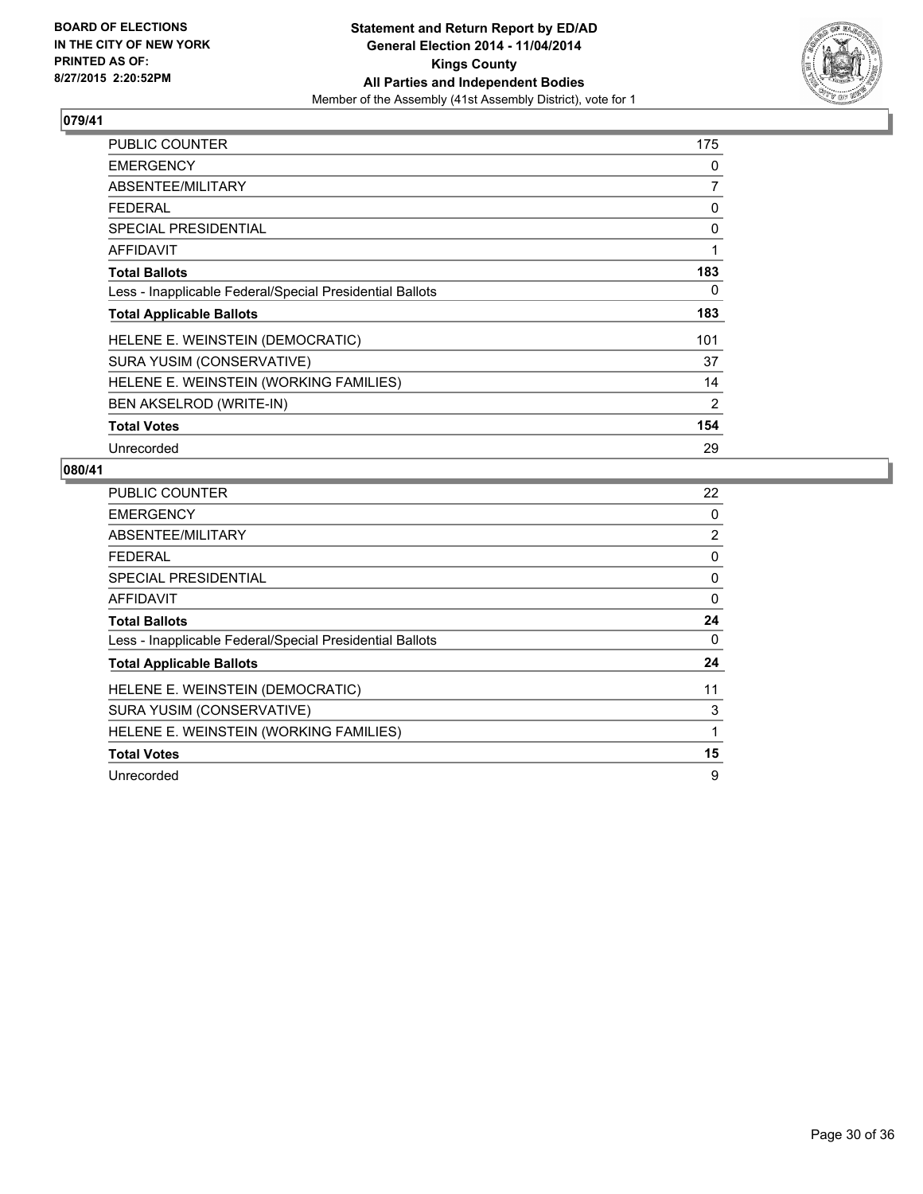**BOARD OF ELECTIONS IN THE CITY OF NEW YORK PRINTED AS OF: 8/27/2015 2:20:52PM**

**Statement and Return Report by ED/AD General Election 2014 - 11/04/2014 Kings County All Parties and Independent Bodies**

Member of the Assembly (41st Assembly District), vote for 1

## 079/41

| | |
|---|---|
| PUBLIC COUNTER | 175 |
| EMERGENCY | 0 |
| ABSENTEE/MILITARY | 7 |
| FEDERAL | 0 |
| SPECIAL PRESIDENTIAL | 0 |
| AFFIDAVIT | 1 |
| **Total Ballots** | **183** |
| Less - Inapplicable Federal/Special Presidential Ballots | 0 |
| **Total Applicable Ballots** | **183** |
| HELENE E. WEINSTEIN (DEMOCRATIC) | 101 |
| SURA YUSIM (CONSERVATIVE) | 37 |
| HELENE E. WEINSTEIN (WORKING FAMILIES) | 14 |
| BEN AKSELROD (WRITE-IN) | 2 |
| **Total Votes** | **154** |
| Unrecorded | 29 |

## 080/41

| | |
|---|---|
| PUBLIC COUNTER | 22 |
| EMERGENCY | 0 |
| ABSENTEE/MILITARY | 2 |
| FEDERAL | 0 |
| SPECIAL PRESIDENTIAL | 0 |
| AFFIDAVIT | 0 |
| **Total Ballots** | **24** |
| Less - Inapplicable Federal/Special Presidential Ballots | 0 |
| **Total Applicable Ballots** | **24** |
| HELENE E. WEINSTEIN (DEMOCRATIC) | 11 |
| SURA YUSIM (CONSERVATIVE) | 3 |
| HELENE E. WEINSTEIN (WORKING FAMILIES) | 1 |
| **Total Votes** | **15** |
| Unrecorded | 9 |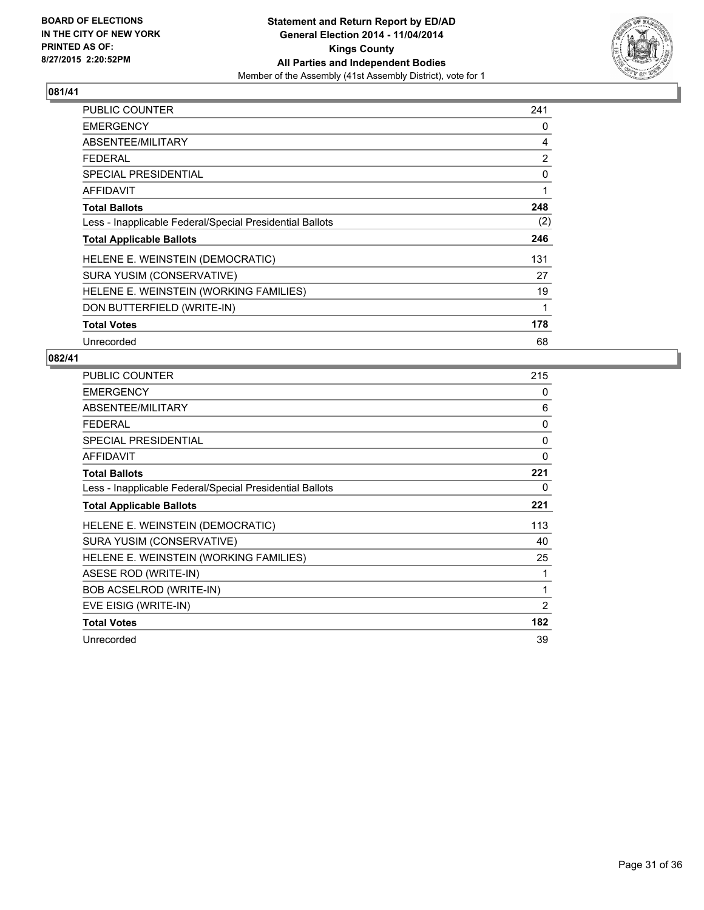**BOARD OF ELECTIONS IN THE CITY OF NEW YORK PRINTED AS OF: 8/27/2015 2:20:52PM**

**Statement and Return Report by ED/AD General Election 2014 - 11/04/2014 Kings County All Parties and Independent Bodies**

Member of the Assembly (41st Assembly District), vote for 1

### 081/41

| | |
|---|---|
| PUBLIC COUNTER | 241 |
| EMERGENCY | 0 |
| ABSENTEE/MILITARY | 4 |
| FEDERAL | 2 |
| SPECIAL PRESIDENTIAL | 0 |
| AFFIDAVIT | 1 |
| **Total Ballots** | **248** |
| Less - Inapplicable Federal/Special Presidential Ballots | (2) |
| **Total Applicable Ballots** | **246** |
| HELENE E. WEINSTEIN (DEMOCRATIC) | 131 |
| SURA YUSIM (CONSERVATIVE) | 27 |
| HELENE E. WEINSTEIN (WORKING FAMILIES) | 19 |
| DON BUTTERFIELD (WRITE-IN) | 1 |
| **Total Votes** | **178** |
| Unrecorded | 68 |

### 082/41

| | |
|---|---|
| PUBLIC COUNTER | 215 |
| EMERGENCY | 0 |
| ABSENTEE/MILITARY | 6 |
| FEDERAL | 0 |
| SPECIAL PRESIDENTIAL | 0 |
| AFFIDAVIT | 0 |
| **Total Ballots** | **221** |
| Less - Inapplicable Federal/Special Presidential Ballots | 0 |
| **Total Applicable Ballots** | **221** |
| HELENE E. WEINSTEIN (DEMOCRATIC) | 113 |
| SURA YUSIM (CONSERVATIVE) | 40 |
| HELENE E. WEINSTEIN (WORKING FAMILIES) | 25 |
| ASESE ROD (WRITE-IN) | 1 |
| BOB ACSELROD (WRITE-IN) | 1 |
| EVE EISIG (WRITE-IN) | 2 |
| **Total Votes** | **182** |
| Unrecorded | 39 |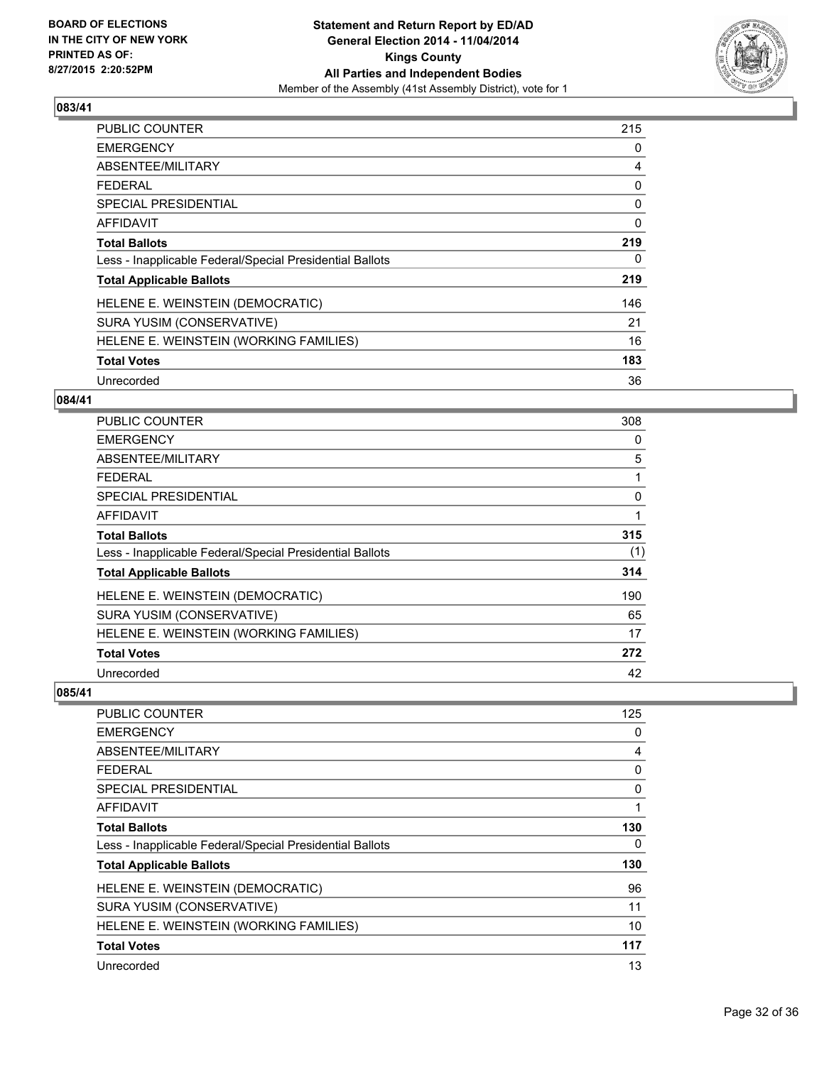**BOARD OF ELECTIONS IN THE CITY OF NEW YORK PRINTED AS OF: 8/27/2015 2:20:52PM**

**Statement and Return Report by ED/AD General Election 2014 - 11/04/2014 Kings County All Parties and Independent Bodies**

Member of the Assembly (41st Assembly District), vote for 1

### 083/41

| | |
|---|---|
| PUBLIC COUNTER | 215 |
| EMERGENCY | 0 |
| ABSENTEE/MILITARY | 4 |
| FEDERAL | 0 |
| SPECIAL PRESIDENTIAL | 0 |
| AFFIDAVIT | 0 |
| **Total Ballots** | **219** |
| Less - Inapplicable Federal/Special Presidential Ballots | 0 |
| **Total Applicable Ballots** | **219** |
| HELENE E. WEINSTEIN (DEMOCRATIC) | 146 |
| SURA YUSIM (CONSERVATIVE) | 21 |
| HELENE E. WEINSTEIN (WORKING FAMILIES) | 16 |
| **Total Votes** | **183** |
| Unrecorded | 36 |

### 084/41

| | |
|---|---|
| PUBLIC COUNTER | 308 |
| EMERGENCY | 0 |
| ABSENTEE/MILITARY | 5 |
| FEDERAL | 1 |
| SPECIAL PRESIDENTIAL | 0 |
| AFFIDAVIT | 1 |
| **Total Ballots** | **315** |
| Less - Inapplicable Federal/Special Presidential Ballots | (1) |
| **Total Applicable Ballots** | **314** |
| HELENE E. WEINSTEIN (DEMOCRATIC) | 190 |
| SURA YUSIM (CONSERVATIVE) | 65 |
| HELENE E. WEINSTEIN (WORKING FAMILIES) | 17 |
| **Total Votes** | **272** |
| Unrecorded | 42 |

### 085/41

| | |
|---|---|
| PUBLIC COUNTER | 125 |
| EMERGENCY | 0 |
| ABSENTEE/MILITARY | 4 |
| FEDERAL | 0 |
| SPECIAL PRESIDENTIAL | 0 |
| AFFIDAVIT | 1 |
| **Total Ballots** | **130** |
| Less - Inapplicable Federal/Special Presidential Ballots | 0 |
| **Total Applicable Ballots** | **130** |
| HELENE E. WEINSTEIN (DEMOCRATIC) | 96 |
| SURA YUSIM (CONSERVATIVE) | 11 |
| HELENE E. WEINSTEIN (WORKING FAMILIES) | 10 |
| **Total Votes** | **117** |
| Unrecorded | 13 |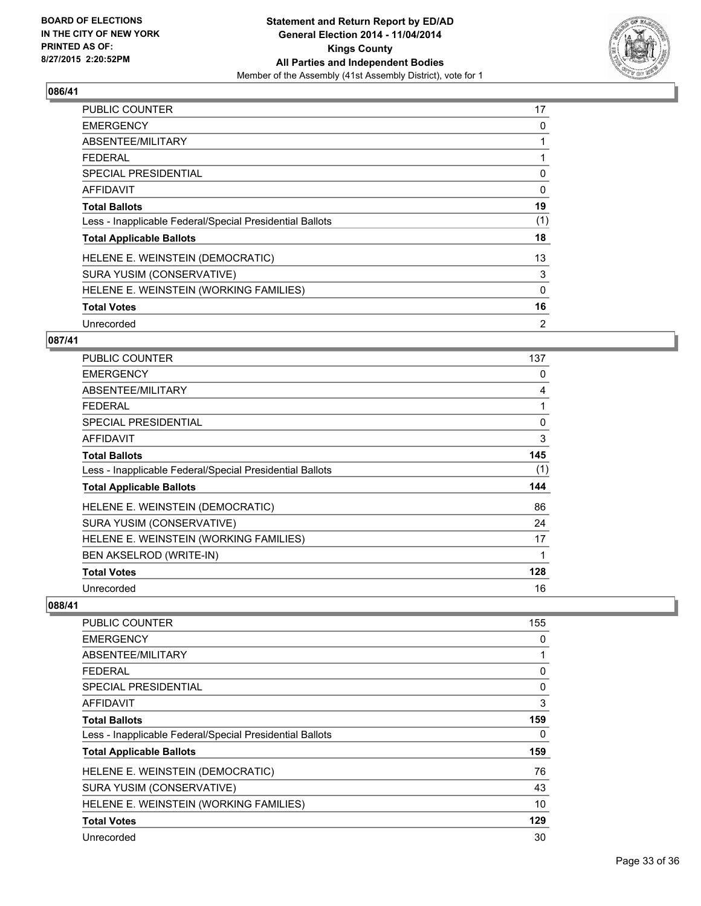### 086/41

| | |
|---|---|
| PUBLIC COUNTER | 17 |
| EMERGENCY | 0 |
| ABSENTEE/MILITARY | 1 |
| FEDERAL | 1 |
| SPECIAL PRESIDENTIAL | 0 |
| AFFIDAVIT | 0 |
| **Total Ballots** | **19** |
| Less - Inapplicable Federal/Special Presidential Ballots | (1) |
| **Total Applicable Ballots** | **18** |
| HELENE E. WEINSTEIN (DEMOCRATIC) | 13 |
| SURA YUSIM (CONSERVATIVE) | 3 |
| HELENE E. WEINSTEIN (WORKING FAMILIES) | 0 |
| **Total Votes** | **16** |
| Unrecorded | 2 |

### 087/41

| | |
|---|---|
| PUBLIC COUNTER | 137 |
| EMERGENCY | 0 |
| ABSENTEE/MILITARY | 4 |
| FEDERAL | 1 |
| SPECIAL PRESIDENTIAL | 0 |
| AFFIDAVIT | 3 |
| **Total Ballots** | **145** |
| Less - Inapplicable Federal/Special Presidential Ballots | (1) |
| **Total Applicable Ballots** | **144** |
| HELENE E. WEINSTEIN (DEMOCRATIC) | 86 |
| SURA YUSIM (CONSERVATIVE) | 24 |
| HELENE E. WEINSTEIN (WORKING FAMILIES) | 17 |
| BEN AKSELROD (WRITE-IN) | 1 |
| **Total Votes** | **128** |
| Unrecorded | 16 |

### 088/41

| | |
|---|---|
| PUBLIC COUNTER | 155 |
| EMERGENCY | 0 |
| ABSENTEE/MILITARY | 1 |
| FEDERAL | 0 |
| SPECIAL PRESIDENTIAL | 0 |
| AFFIDAVIT | 3 |
| **Total Ballots** | **159** |
| Less - Inapplicable Federal/Special Presidential Ballots | 0 |
| **Total Applicable Ballots** | **159** |
| HELENE E. WEINSTEIN (DEMOCRATIC) | 76 |
| SURA YUSIM (CONSERVATIVE) | 43 |
| HELENE E. WEINSTEIN (WORKING FAMILIES) | 10 |
| **Total Votes** | **129** |
| Unrecorded | 30 |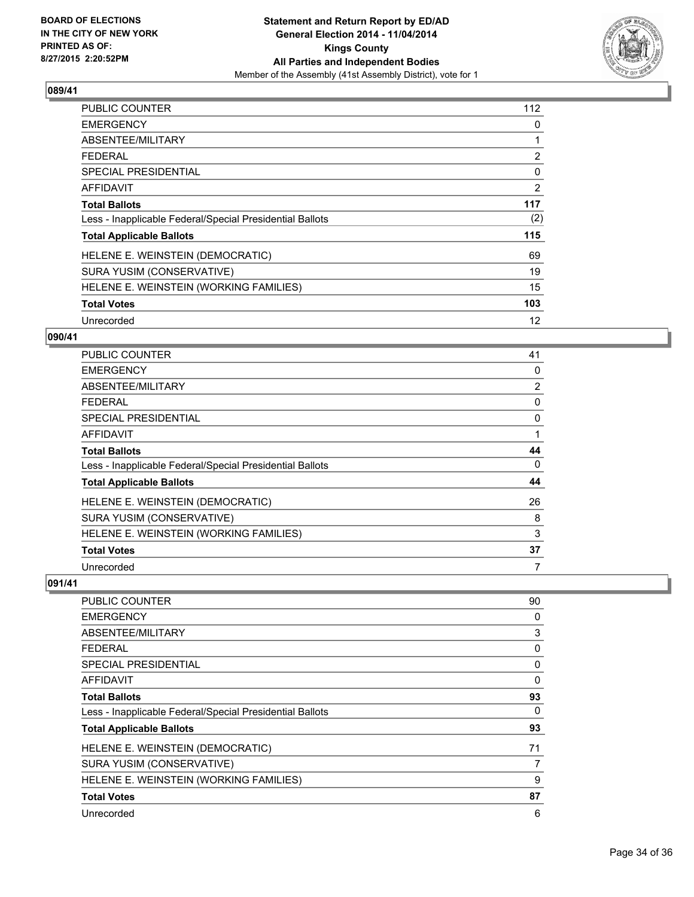**BOARD OF ELECTIONS IN THE CITY OF NEW YORK PRINTED AS OF: 8/27/2015 2:20:52PM**

**Statement and Return Report by ED/AD General Election 2014 - 11/04/2014 Kings County All Parties and Independent Bodies**

Member of the Assembly (41st Assembly District), vote for 1

## 089/41

| | |
|---|---|
| PUBLIC COUNTER | 112 |
| EMERGENCY | 0 |
| ABSENTEE/MILITARY | 1 |
| FEDERAL | 2 |
| SPECIAL PRESIDENTIAL | 0 |
| AFFIDAVIT | 2 |
| **Total Ballots** | **117** |
| Less - Inapplicable Federal/Special Presidential Ballots | (2) |
| **Total Applicable Ballots** | **115** |
| HELENE E. WEINSTEIN (DEMOCRATIC) | 69 |
| SURA YUSIM (CONSERVATIVE) | 19 |
| HELENE E. WEINSTEIN (WORKING FAMILIES) | 15 |
| **Total Votes** | **103** |
| Unrecorded | 12 |

## 090/41

| | |
|---|---|
| PUBLIC COUNTER | 41 |
| EMERGENCY | 0 |
| ABSENTEE/MILITARY | 2 |
| FEDERAL | 0 |
| SPECIAL PRESIDENTIAL | 0 |
| AFFIDAVIT | 1 |
| **Total Ballots** | **44** |
| Less - Inapplicable Federal/Special Presidential Ballots | 0 |
| **Total Applicable Ballots** | **44** |
| HELENE E. WEINSTEIN (DEMOCRATIC) | 26 |
| SURA YUSIM (CONSERVATIVE) | 8 |
| HELENE E. WEINSTEIN (WORKING FAMILIES) | 3 |
| **Total Votes** | **37** |
| Unrecorded | 7 |

## 091/41

| | |
|---|---|
| PUBLIC COUNTER | 90 |
| EMERGENCY | 0 |
| ABSENTEE/MILITARY | 3 |
| FEDERAL | 0 |
| SPECIAL PRESIDENTIAL | 0 |
| AFFIDAVIT | 0 |
| **Total Ballots** | **93** |
| Less - Inapplicable Federal/Special Presidential Ballots | 0 |
| **Total Applicable Ballots** | **93** |
| HELENE E. WEINSTEIN (DEMOCRATIC) | 71 |
| SURA YUSIM (CONSERVATIVE) | 7 |
| HELENE E. WEINSTEIN (WORKING FAMILIES) | 9 |
| **Total Votes** | **87** |
| Unrecorded | 6 |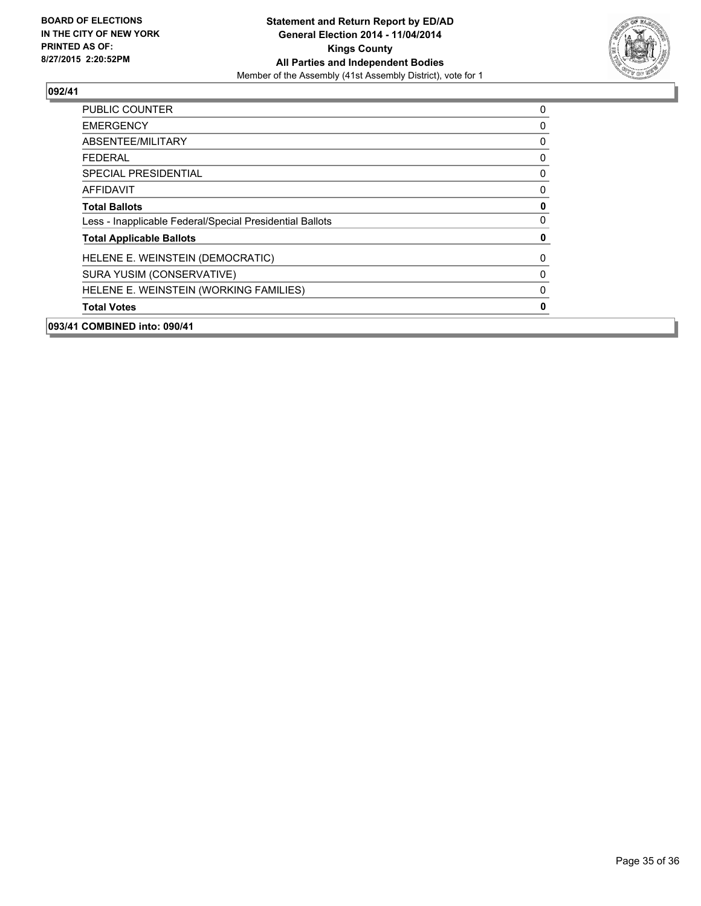**BOARD OF ELECTIONS IN THE CITY OF NEW YORK PRINTED AS OF: 8/27/2015 2:20:52PM**

**Statement and Return Report by ED/AD General Election 2014 - 11/04/2014 Kings County All Parties and Independent Bodies**
Member of the Assembly (41st Assembly District), vote for 1

## 092/41

| | |
|---|---|
| PUBLIC COUNTER | 0 |
| EMERGENCY | 0 |
| ABSENTEE/MILITARY | 0 |
| FEDERAL | 0 |
| SPECIAL PRESIDENTIAL | 0 |
| AFFIDAVIT | 0 |
| **Total Ballots** | **0** |
| Less - Inapplicable Federal/Special Presidential Ballots | 0 |
| **Total Applicable Ballots** | **0** |
| HELENE E. WEINSTEIN (DEMOCRATIC) | 0 |
| SURA YUSIM (CONSERVATIVE) | 0 |
| HELENE E. WEINSTEIN (WORKING FAMILIES) | 0 |
| **Total Votes** | **0** |

## 093/41 COMBINED into: 090/41